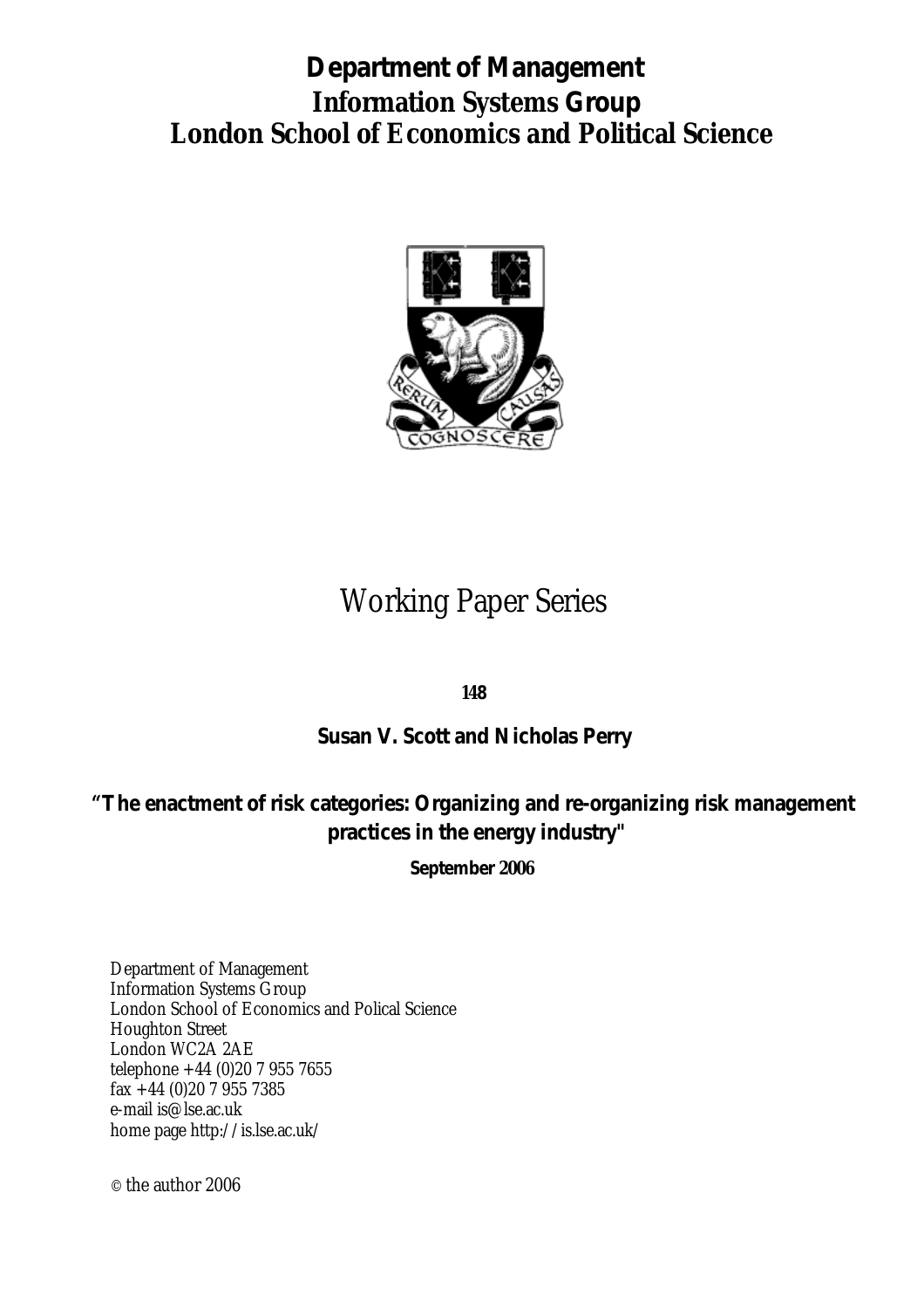# Department of Management
# Information Systems Group
# London School of Economics and Political Science

## Working Paper Series

**148**

**Susan V. Scott and Nicholas Perry**

**"The enactment of risk categories: Organizing and re-organizing risk management practices in the energy industry"**

**September 2006**

Department of Management
Information Systems Group
London School of Economics and Polical Science
Houghton Street
London WC2A 2AE
telephone +44 (0)20 7 955 7655
fax +44 (0)20 7 955 7385
e-mail is@lse.ac.uk
home page http://is.lse.ac.uk/

© the author 2006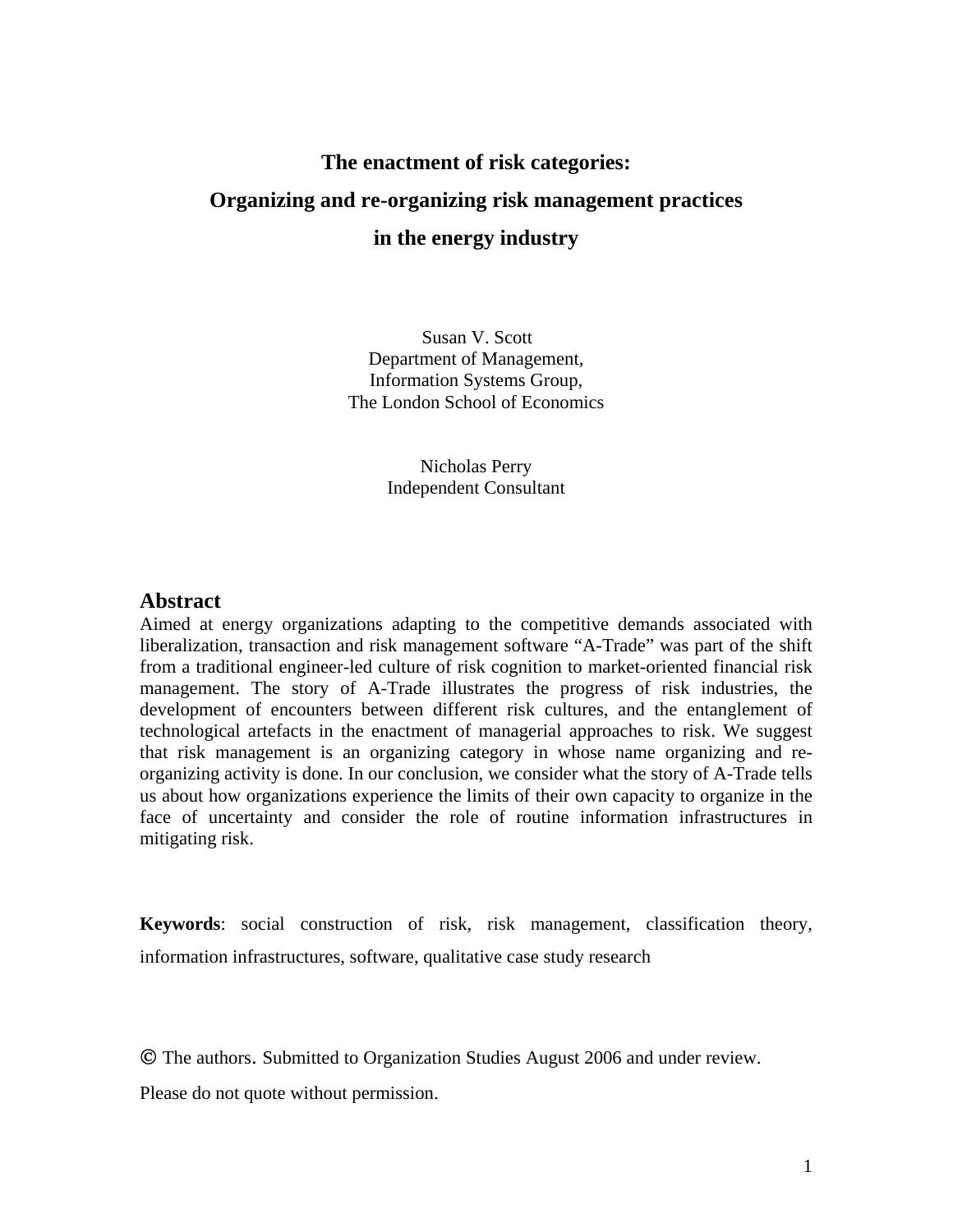# The enactment of risk categories:
# Organizing and re-organizing risk management practices
# in the energy industry

Susan V. Scott
Department of Management,
Information Systems Group,
The London School of Economics

Nicholas Perry
Independent Consultant

## Abstract

Aimed at energy organizations adapting to the competitive demands associated with liberalization, transaction and risk management software "A-Trade" was part of the shift from a traditional engineer-led culture of risk cognition to market-oriented financial risk management. The story of A-Trade illustrates the progress of risk industries, the development of encounters between different risk cultures, and the entanglement of technological artefacts in the enactment of managerial approaches to risk. We suggest that risk management is an organizing category in whose name organizing and re-organizing activity is done. In our conclusion, we consider what the story of A-Trade tells us about how organizations experience the limits of their own capacity to organize in the face of uncertainty and consider the role of routine information infrastructures in mitigating risk.

**Keywords**: social construction of risk, risk management, classification theory, information infrastructures, software, qualitative case study research

© The authors. Submitted to Organization Studies August 2006 and under review.

Please do not quote without permission.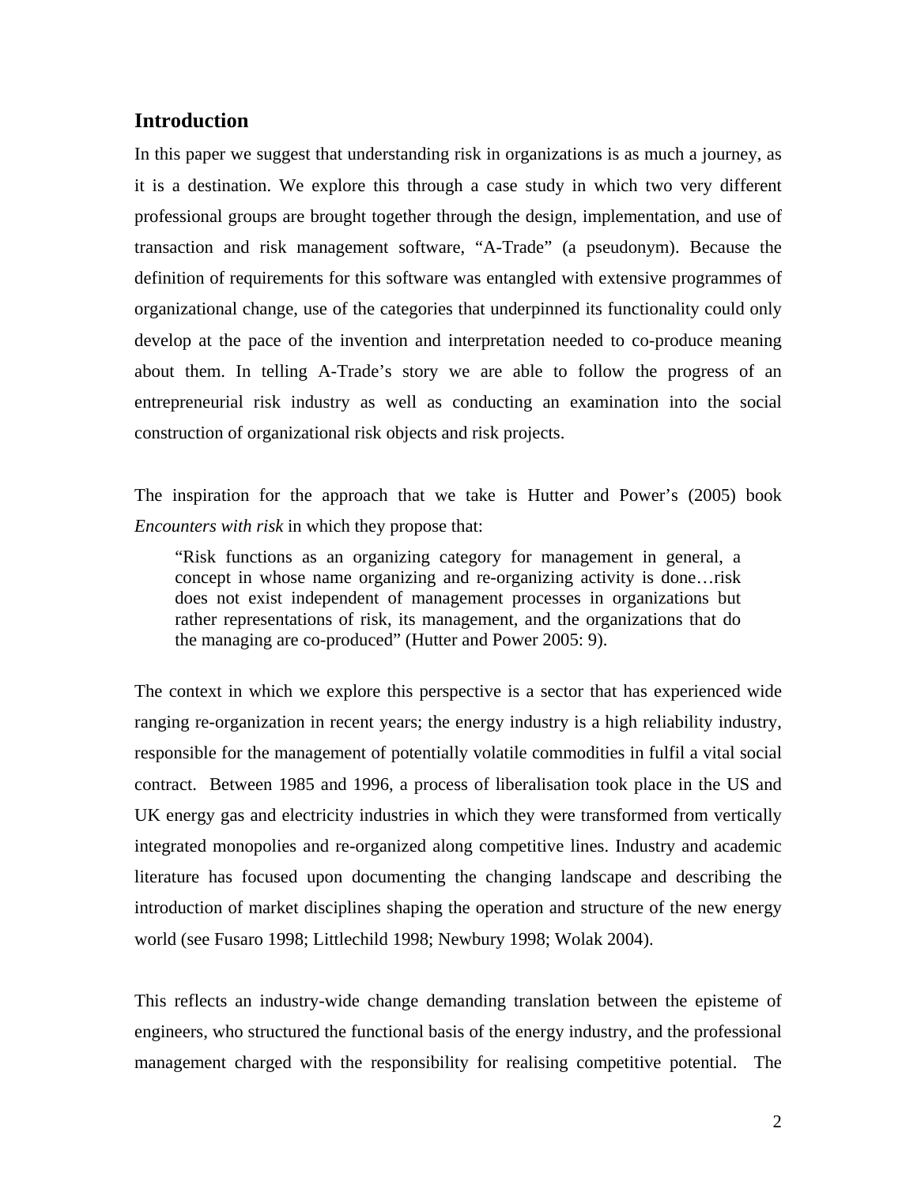## Introduction

In this paper we suggest that understanding risk in organizations is as much a journey, as it is a destination. We explore this through a case study in which two very different professional groups are brought together through the design, implementation, and use of transaction and risk management software, "A-Trade" (a pseudonym). Because the definition of requirements for this software was entangled with extensive programmes of organizational change, use of the categories that underpinned its functionality could only develop at the pace of the invention and interpretation needed to co-produce meaning about them. In telling A-Trade's story we are able to follow the progress of an entrepreneurial risk industry as well as conducting an examination into the social construction of organizational risk objects and risk projects.

The inspiration for the approach that we take is Hutter and Power's (2005) book *Encounters with risk* in which they propose that:

> "Risk functions as an organizing category for management in general, a concept in whose name organizing and re-organizing activity is done…risk does not exist independent of management processes in organizations but rather representations of risk, its management, and the organizations that do the managing are co-produced" (Hutter and Power 2005: 9).

The context in which we explore this perspective is a sector that has experienced wide ranging re-organization in recent years; the energy industry is a high reliability industry, responsible for the management of potentially volatile commodities in fulfil a vital social contract. Between 1985 and 1996, a process of liberalisation took place in the US and UK energy gas and electricity industries in which they were transformed from vertically integrated monopolies and re-organized along competitive lines. Industry and academic literature has focused upon documenting the changing landscape and describing the introduction of market disciplines shaping the operation and structure of the new energy world (see Fusaro 1998; Littlechild 1998; Newbury 1998; Wolak 2004).

This reflects an industry-wide change demanding translation between the episteme of engineers, who structured the functional basis of the energy industry, and the professional management charged with the responsibility for realising competitive potential. The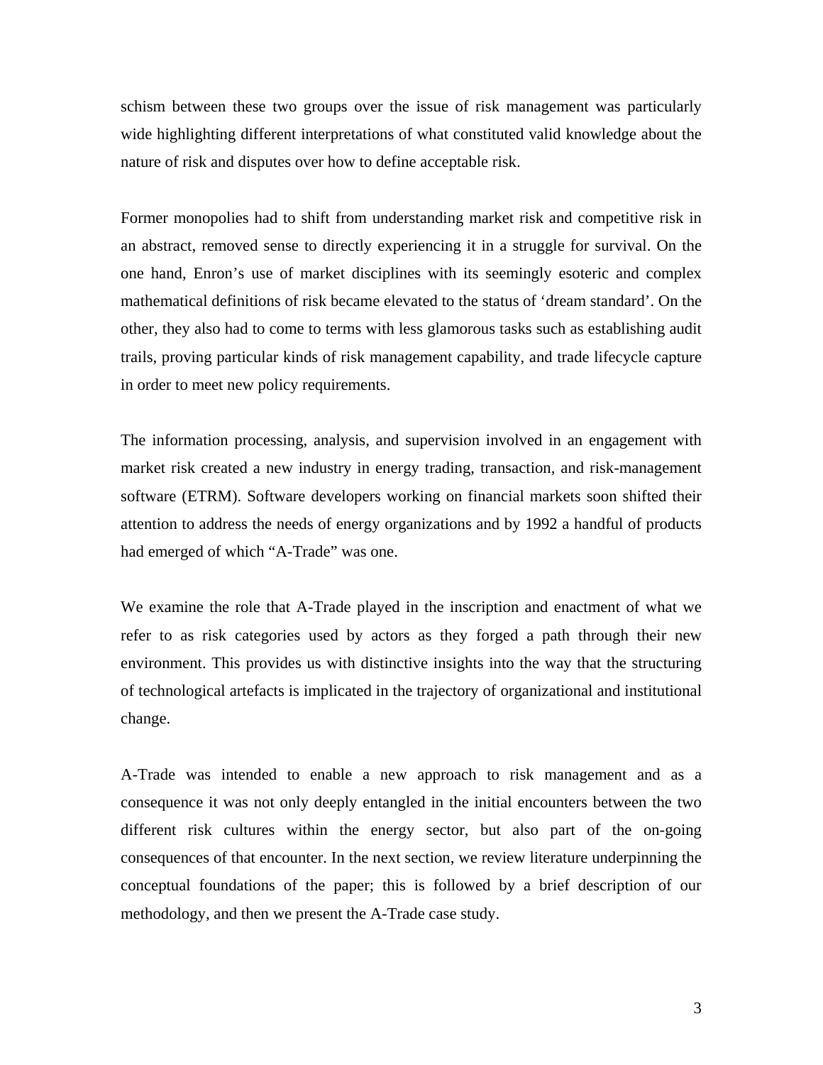schism between these two groups over the issue of risk management was particularly wide highlighting different interpretations of what constituted valid knowledge about the nature of risk and disputes over how to define acceptable risk.

Former monopolies had to shift from understanding market risk and competitive risk in an abstract, removed sense to directly experiencing it in a struggle for survival. On the one hand, Enron's use of market disciplines with its seemingly esoteric and complex mathematical definitions of risk became elevated to the status of 'dream standard'. On the other, they also had to come to terms with less glamorous tasks such as establishing audit trails, proving particular kinds of risk management capability, and trade lifecycle capture in order to meet new policy requirements.

The information processing, analysis, and supervision involved in an engagement with market risk created a new industry in energy trading, transaction, and risk-management software (ETRM). Software developers working on financial markets soon shifted their attention to address the needs of energy organizations and by 1992 a handful of products had emerged of which "A-Trade" was one.

We examine the role that A-Trade played in the inscription and enactment of what we refer to as risk categories used by actors as they forged a path through their new environment. This provides us with distinctive insights into the way that the structuring of technological artefacts is implicated in the trajectory of organizational and institutional change.

A-Trade was intended to enable a new approach to risk management and as a consequence it was not only deeply entangled in the initial encounters between the two different risk cultures within the energy sector, but also part of the on-going consequences of that encounter. In the next section, we review literature underpinning the conceptual foundations of the paper; this is followed by a brief description of our methodology, and then we present the A-Trade case study.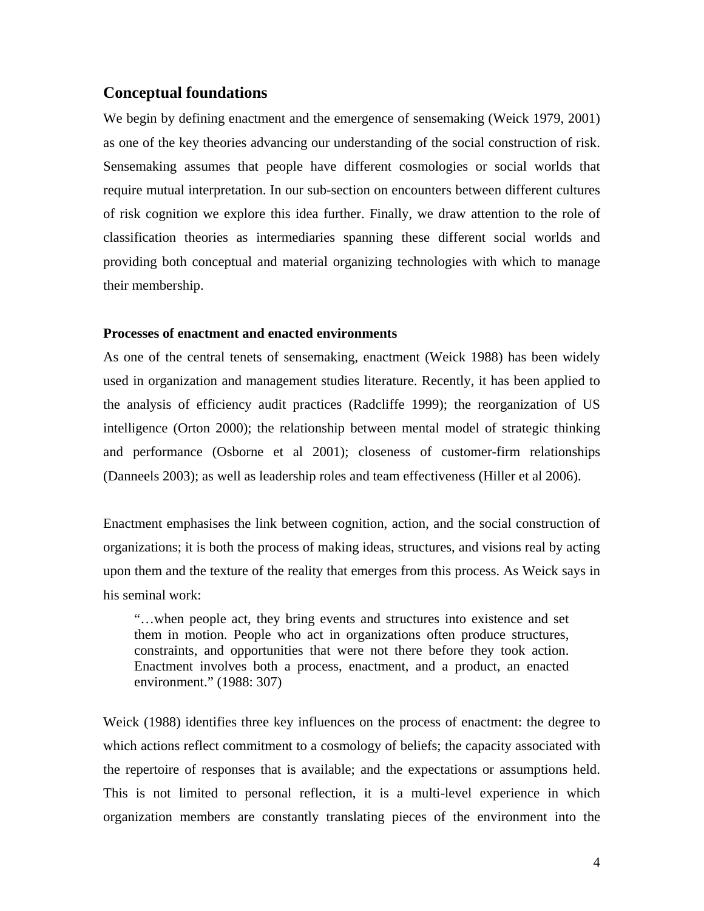## Conceptual foundations

We begin by defining enactment and the emergence of sensemaking (Weick 1979, 2001) as one of the key theories advancing our understanding of the social construction of risk. Sensemaking assumes that people have different cosmologies or social worlds that require mutual interpretation. In our sub-section on encounters between different cultures of risk cognition we explore this idea further. Finally, we draw attention to the role of classification theories as intermediaries spanning these different social worlds and providing both conceptual and material organizing technologies with which to manage their membership.

### Processes of enactment and enacted environments

As one of the central tenets of sensemaking, enactment (Weick 1988) has been widely used in organization and management studies literature. Recently, it has been applied to the analysis of efficiency audit practices (Radcliffe 1999); the reorganization of US intelligence (Orton 2000); the relationship between mental model of strategic thinking and performance (Osborne et al 2001); closeness of customer-firm relationships (Danneels 2003); as well as leadership roles and team effectiveness (Hiller et al 2006).

Enactment emphasises the link between cognition, action, and the social construction of organizations; it is both the process of making ideas, structures, and visions real by acting upon them and the texture of the reality that emerges from this process. As Weick says in his seminal work:

> "…when people act, they bring events and structures into existence and set them in motion. People who act in organizations often produce structures, constraints, and opportunities that were not there before they took action. Enactment involves both a process, enactment, and a product, an enacted environment." (1988: 307)

Weick (1988) identifies three key influences on the process of enactment: the degree to which actions reflect commitment to a cosmology of beliefs; the capacity associated with the repertoire of responses that is available; and the expectations or assumptions held. This is not limited to personal reflection, it is a multi-level experience in which organization members are constantly translating pieces of the environment into the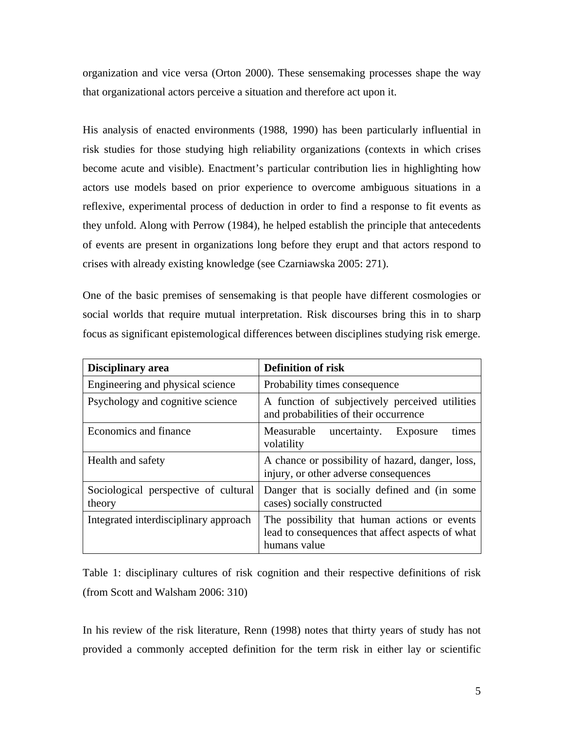organization and vice versa (Orton 2000). These sensemaking processes shape the way that organizational actors perceive a situation and therefore act upon it.

His analysis of enacted environments (1988, 1990) has been particularly influential in risk studies for those studying high reliability organizations (contexts in which crises become acute and visible). Enactment's particular contribution lies in highlighting how actors use models based on prior experience to overcome ambiguous situations in a reflexive, experimental process of deduction in order to find a response to fit events as they unfold. Along with Perrow (1984), he helped establish the principle that antecedents of events are present in organizations long before they erupt and that actors respond to crises with already existing knowledge (see Czarniawska 2005: 271).

One of the basic premises of sensemaking is that people have different cosmologies or social worlds that require mutual interpretation. Risk discourses bring this in to sharp focus as significant epistemological differences between disciplines studying risk emerge.

| Disciplinary area | Definition of risk |
|---|---|
| Engineering and physical science | Probability times consequence |
| Psychology and cognitive science | A function of subjectively perceived utilities and probabilities of their occurrence |
| Economics and finance | Measurable uncertainty. Exposure times volatility |
| Health and safety | A chance or possibility of hazard, danger, loss, injury, or other adverse consequences |
| Sociological perspective of cultural theory | Danger that is socially defined and (in some cases) socially constructed |
| Integrated interdisciplinary approach | The possibility that human actions or events lead to consequences that affect aspects of what humans value |

Table 1: disciplinary cultures of risk cognition and their respective definitions of risk (from Scott and Walsham 2006: 310)

In his review of the risk literature, Renn (1998) notes that thirty years of study has not provided a commonly accepted definition for the term risk in either lay or scientific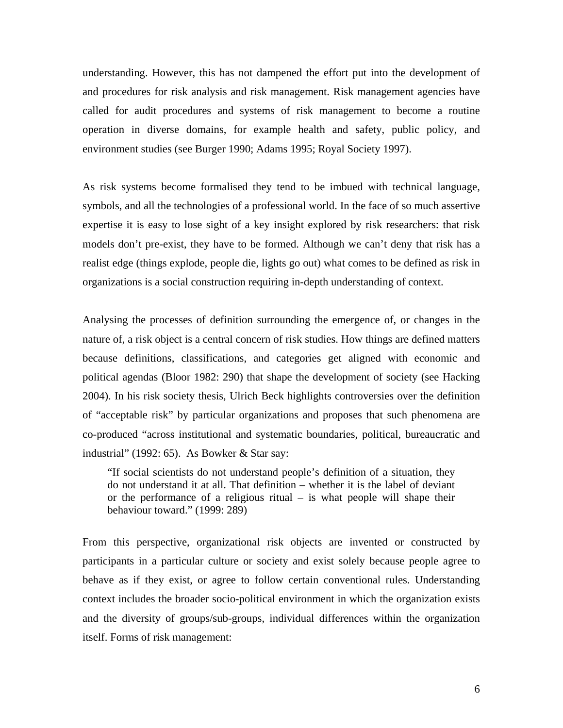understanding. However, this has not dampened the effort put into the development of and procedures for risk analysis and risk management. Risk management agencies have called for audit procedures and systems of risk management to become a routine operation in diverse domains, for example health and safety, public policy, and environment studies (see Burger 1990; Adams 1995; Royal Society 1997).

As risk systems become formalised they tend to be imbued with technical language, symbols, and all the technologies of a professional world. In the face of so much assertive expertise it is easy to lose sight of a key insight explored by risk researchers: that risk models don't pre-exist, they have to be formed. Although we can't deny that risk has a realist edge (things explode, people die, lights go out) what comes to be defined as risk in organizations is a social construction requiring in-depth understanding of context.

Analysing the processes of definition surrounding the emergence of, or changes in the nature of, a risk object is a central concern of risk studies. How things are defined matters because definitions, classifications, and categories get aligned with economic and political agendas (Bloor 1982: 290) that shape the development of society (see Hacking 2004). In his risk society thesis, Ulrich Beck highlights controversies over the definition of "acceptable risk" by particular organizations and proposes that such phenomena are co-produced "across institutional and systematic boundaries, political, bureaucratic and industrial" (1992: 65). As Bowker & Star say:

> "If social scientists do not understand people's definition of a situation, they do not understand it at all. That definition – whether it is the label of deviant or the performance of a religious ritual – is what people will shape their behaviour toward." (1999: 289)

From this perspective, organizational risk objects are invented or constructed by participants in a particular culture or society and exist solely because people agree to behave as if they exist, or agree to follow certain conventional rules. Understanding context includes the broader socio-political environment in which the organization exists and the diversity of groups/sub-groups, individual differences within the organization itself. Forms of risk management: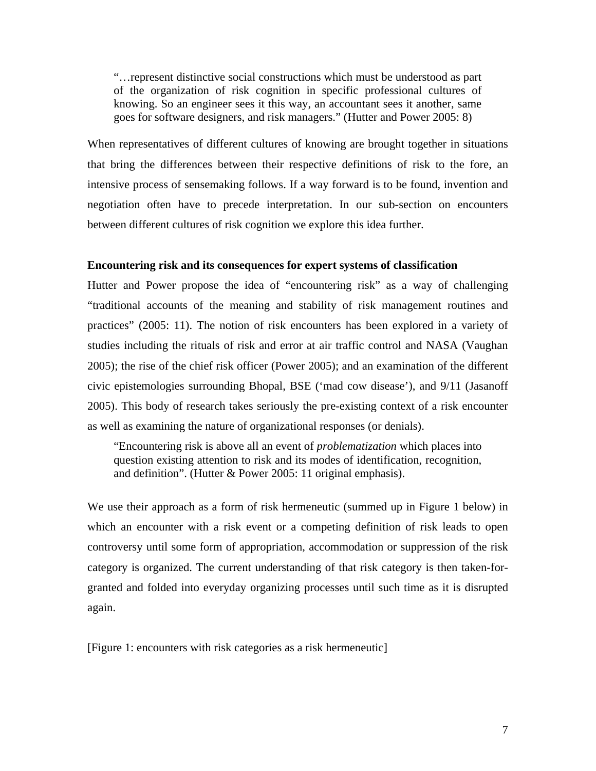> "…represent distinctive social constructions which must be understood as part of the organization of risk cognition in specific professional cultures of knowing. So an engineer sees it this way, an accountant sees it another, same goes for software designers, and risk managers." (Hutter and Power 2005: 8)

When representatives of different cultures of knowing are brought together in situations that bring the differences between their respective definitions of risk to the fore, an intensive process of sensemaking follows. If a way forward is to be found, invention and negotiation often have to precede interpretation. In our sub-section on encounters between different cultures of risk cognition we explore this idea further.

**Encountering risk and its consequences for expert systems of classification**

Hutter and Power propose the idea of "encountering risk" as a way of challenging "traditional accounts of the meaning and stability of risk management routines and practices" (2005: 11). The notion of risk encounters has been explored in a variety of studies including the rituals of risk and error at air traffic control and NASA (Vaughan 2005); the rise of the chief risk officer (Power 2005); and an examination of the different civic epistemologies surrounding Bhopal, BSE ('mad cow disease'), and 9/11 (Jasanoff 2005). This body of research takes seriously the pre-existing context of a risk encounter as well as examining the nature of organizational responses (or denials).

> "Encountering risk is above all an event of *problematization* which places into question existing attention to risk and its modes of identification, recognition, and definition". (Hutter & Power 2005: 11 original emphasis).

We use their approach as a form of risk hermeneutic (summed up in Figure 1 below) in which an encounter with a risk event or a competing definition of risk leads to open controversy until some form of appropriation, accommodation or suppression of the risk category is organized. The current understanding of that risk category is then taken-for-granted and folded into everyday organizing processes until such time as it is disrupted again.

[Figure 1: encounters with risk categories as a risk hermeneutic]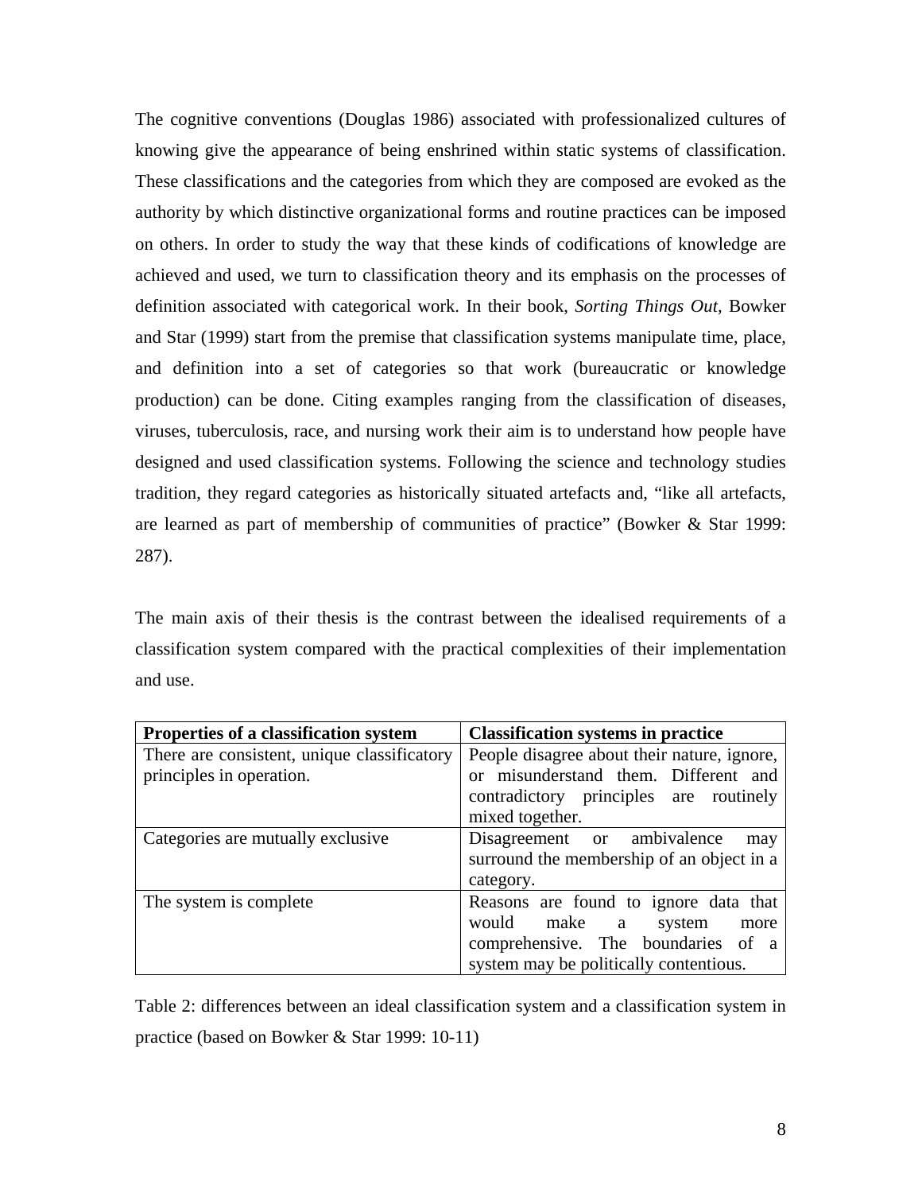The cognitive conventions (Douglas 1986) associated with professionalized cultures of knowing give the appearance of being enshrined within static systems of classification. These classifications and the categories from which they are composed are evoked as the authority by which distinctive organizational forms and routine practices can be imposed on others. In order to study the way that these kinds of codifications of knowledge are achieved and used, we turn to classification theory and its emphasis on the processes of definition associated with categorical work. In their book, *Sorting Things Out,* Bowker and Star (1999) start from the premise that classification systems manipulate time, place, and definition into a set of categories so that work (bureaucratic or knowledge production) can be done. Citing examples ranging from the classification of diseases, viruses, tuberculosis, race, and nursing work their aim is to understand how people have designed and used classification systems. Following the science and technology studies tradition, they regard categories as historically situated artefacts and, "like all artefacts, are learned as part of membership of communities of practice" (Bowker & Star 1999: 287).

The main axis of their thesis is the contrast between the idealised requirements of a classification system compared with the practical complexities of their implementation and use.

| **Properties of a classification system** | **Classification systems in practice** |
| --- | --- |
| There are consistent, unique classificatory principles in operation. | People disagree about their nature, ignore, or misunderstand them. Different and contradictory principles are routinely mixed together. |
| Categories are mutually exclusive | Disagreement or ambivalence may surround the membership of an object in a category. |
| The system is complete | Reasons are found to ignore data that would make a system more comprehensive. The boundaries of a system may be politically contentious. |

Table 2: differences between an ideal classification system and a classification system in practice (based on Bowker & Star 1999: 10-11)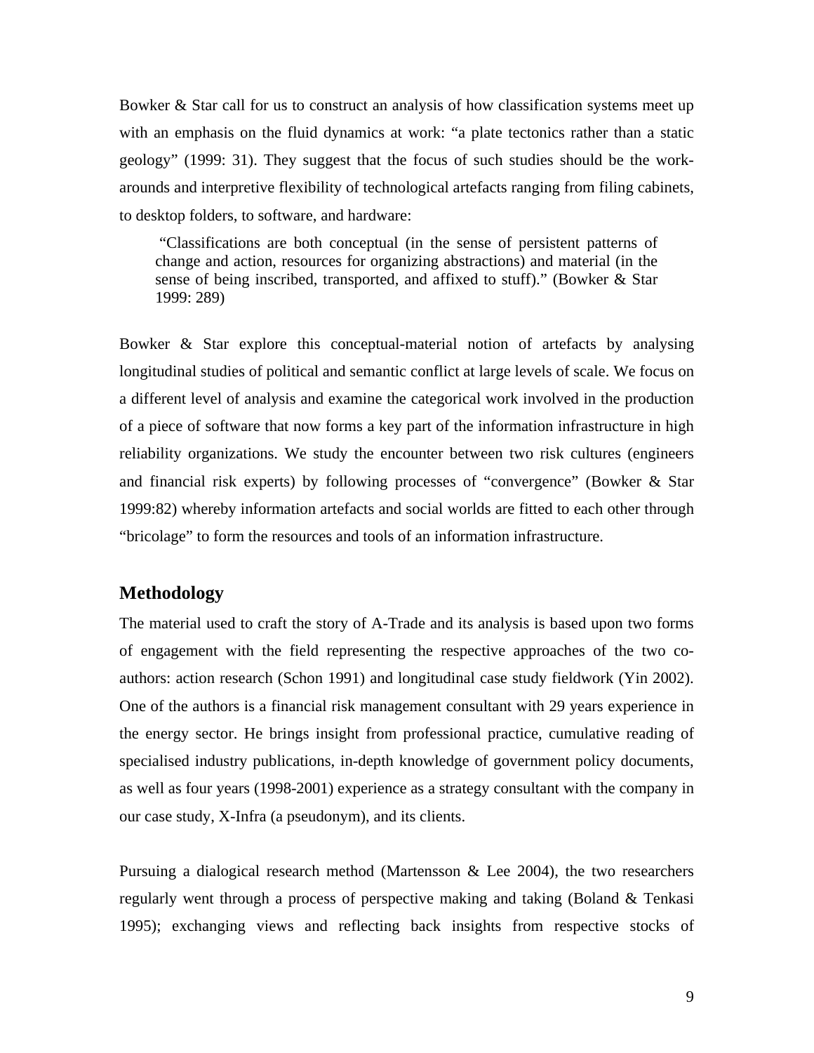Bowker & Star call for us to construct an analysis of how classification systems meet up with an emphasis on the fluid dynamics at work: "a plate tectonics rather than a static geology" (1999: 31). They suggest that the focus of such studies should be the work-arounds and interpretive flexibility of technological artefacts ranging from filing cabinets, to desktop folders, to software, and hardware:

> "Classifications are both conceptual (in the sense of persistent patterns of change and action, resources for organizing abstractions) and material (in the sense of being inscribed, transported, and affixed to stuff)." (Bowker & Star 1999: 289)

Bowker & Star explore this conceptual-material notion of artefacts by analysing longitudinal studies of political and semantic conflict at large levels of scale. We focus on a different level of analysis and examine the categorical work involved in the production of a piece of software that now forms a key part of the information infrastructure in high reliability organizations. We study the encounter between two risk cultures (engineers and financial risk experts) by following processes of "convergence" (Bowker & Star 1999:82) whereby information artefacts and social worlds are fitted to each other through "bricolage" to form the resources and tools of an information infrastructure.

## Methodology

The material used to craft the story of A-Trade and its analysis is based upon two forms of engagement with the field representing the respective approaches of the two co-authors: action research (Schon 1991) and longitudinal case study fieldwork (Yin 2002). One of the authors is a financial risk management consultant with 29 years experience in the energy sector. He brings insight from professional practice, cumulative reading of specialised industry publications, in-depth knowledge of government policy documents, as well as four years (1998-2001) experience as a strategy consultant with the company in our case study, X-Infra (a pseudonym), and its clients.

Pursuing a dialogical research method (Martensson & Lee 2004), the two researchers regularly went through a process of perspective making and taking (Boland & Tenkasi 1995); exchanging views and reflecting back insights from respective stocks of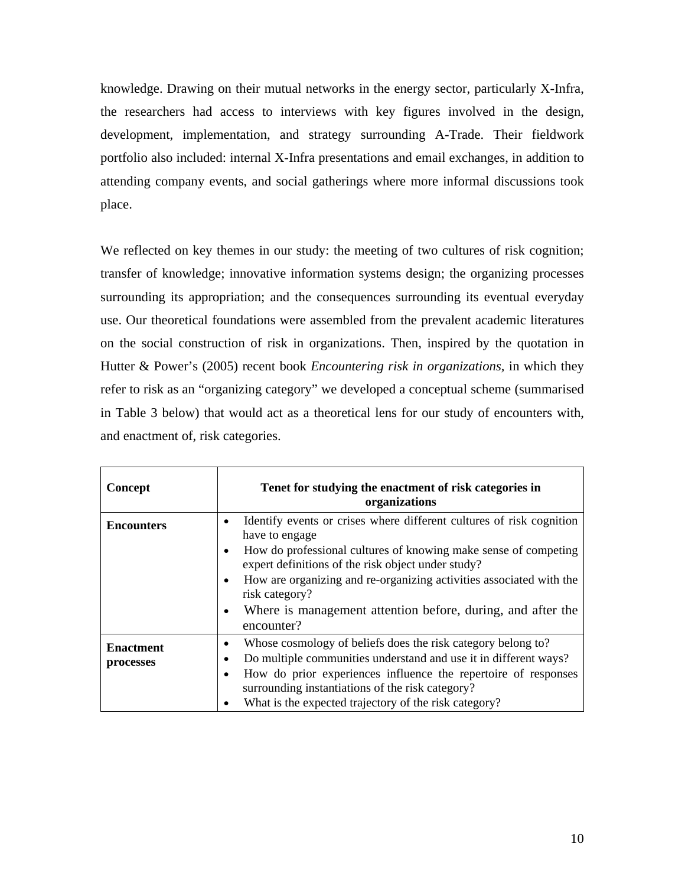knowledge. Drawing on their mutual networks in the energy sector, particularly X-Infra, the researchers had access to interviews with key figures involved in the design, development, implementation, and strategy surrounding A-Trade. Their fieldwork portfolio also included: internal X-Infra presentations and email exchanges, in addition to attending company events, and social gatherings where more informal discussions took place.

We reflected on key themes in our study: the meeting of two cultures of risk cognition; transfer of knowledge; innovative information systems design; the organizing processes surrounding its appropriation; and the consequences surrounding its eventual everyday use. Our theoretical foundations were assembled from the prevalent academic literatures on the social construction of risk in organizations. Then, inspired by the quotation in Hutter & Power's (2005) recent book *Encountering risk in organizations,* in which they refer to risk as an "organizing category" we developed a conceptual scheme (summarised in Table 3 below) that would act as a theoretical lens for our study of encounters with, and enactment of, risk categories.

| **Concept** | **Tenet for studying the enactment of risk categories in organizations** |
| --- | --- |
| **Encounters** | • Identify events or crises where different cultures of risk cognition have to engage<br>• How do professional cultures of knowing make sense of competing expert definitions of the risk object under study?<br>• How are organizing and re-organizing activities associated with the risk category?<br>• Where is management attention before, during, and after the encounter? |
| **Enactment processes** | • Whose cosmology of beliefs does the risk category belong to?<br>• Do multiple communities understand and use it in different ways?<br>• How do prior experiences influence the repertoire of responses surrounding instantiations of the risk category?<br>• What is the expected trajectory of the risk category? |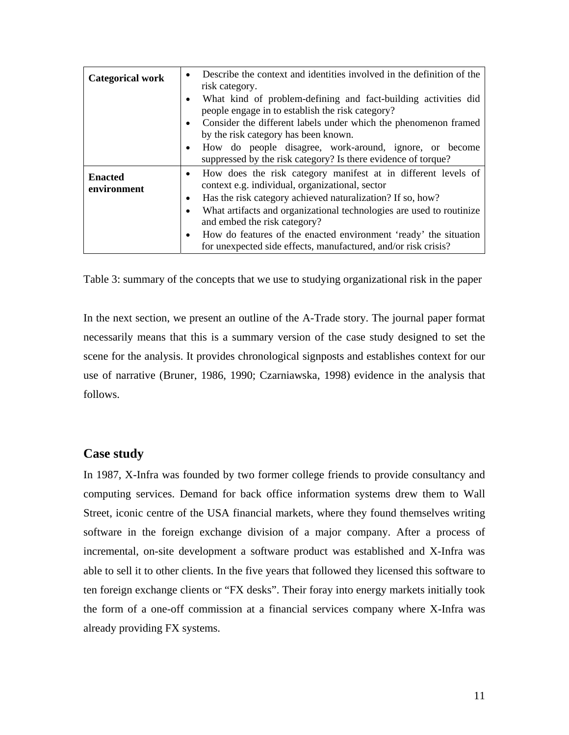| | |
|---|---|
| **Categorical work** | • Describe the context and identities involved in the definition of the risk category.<br>• What kind of problem-defining and fact-building activities did people engage in to establish the risk category?<br>• Consider the different labels under which the phenomenon framed by the risk category has been known.<br>• How do people disagree, work-around, ignore, or become suppressed by the risk category? Is there evidence of torque? |
| **Enacted environment** | • How does the risk category manifest at in different levels of context e.g. individual, organizational, sector<br>• Has the risk category achieved naturalization? If so, how?<br>• What artifacts and organizational technologies are used to routinize and embed the risk category?<br>• How do features of the enacted environment 'ready' the situation for unexpected side effects, manufactured, and/or risk crisis? |

Table 3: summary of the concepts that we use to studying organizational risk in the paper

In the next section, we present an outline of the A-Trade story. The journal paper format necessarily means that this is a summary version of the case study designed to set the scene for the analysis. It provides chronological signposts and establishes context for our use of narrative (Bruner, 1986, 1990; Czarniawska, 1998) evidence in the analysis that follows.

## Case study

In 1987, X-Infra was founded by two former college friends to provide consultancy and computing services. Demand for back office information systems drew them to Wall Street, iconic centre of the USA financial markets, where they found themselves writing software in the foreign exchange division of a major company. After a process of incremental, on-site development a software product was established and X-Infra was able to sell it to other clients. In the five years that followed they licensed this software to ten foreign exchange clients or "FX desks". Their foray into energy markets initially took the form of a one-off commission at a financial services company where X-Infra was already providing FX systems.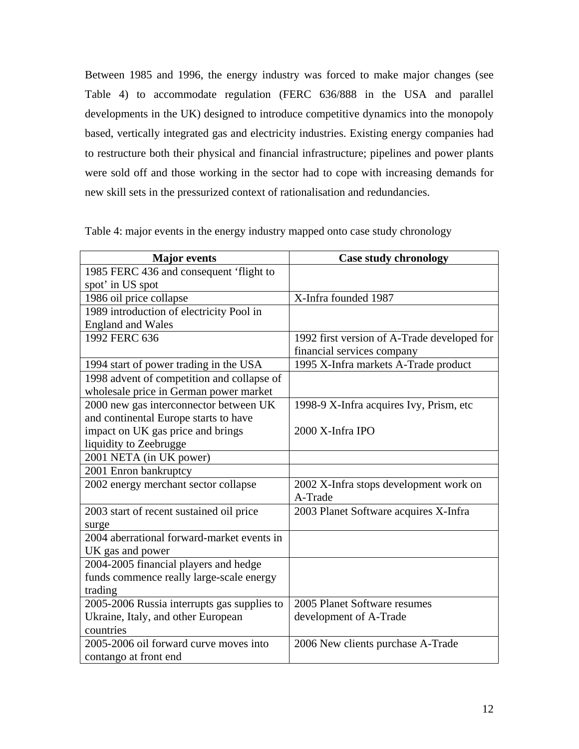Between 1985 and 1996, the energy industry was forced to make major changes (see Table 4) to accommodate regulation (FERC 636/888 in the USA and parallel developments in the UK) designed to introduce competitive dynamics into the monopoly based, vertically integrated gas and electricity industries. Existing energy companies had to restructure both their physical and financial infrastructure; pipelines and power plants were sold off and those working in the sector had to cope with increasing demands for new skill sets in the pressurized context of rationalisation and redundancies.

Table 4: major events in the energy industry mapped onto case study chronology

| Major events | Case study chronology |
|---|---|
| 1985 FERC 436 and consequent 'flight to spot' in US spot | |
| 1986 oil price collapse | X-Infra founded 1987 |
| 1989 introduction of electricity Pool in England and Wales | |
| 1992 FERC 636 | 1992 first version of A-Trade developed for financial services company |
| 1994 start of power trading in the USA | 1995 X-Infra markets A-Trade product |
| 1998 advent of competition and collapse of wholesale price in German power market | |
| 2000 new gas interconnector between UK and continental Europe starts to have impact on UK gas price and brings liquidity to Zeebrugge | 1998-9 X-Infra acquires Ivy, Prism, etc<br><br>2000 X-Infra IPO |
| 2001 NETA (in UK power) | |
| 2001 Enron bankruptcy | |
| 2002 energy merchant sector collapse | 2002 X-Infra stops development work on A-Trade |
| 2003 start of recent sustained oil price surge | 2003 Planet Software acquires X-Infra |
| 2004 aberrational forward-market events in UK gas and power | |
| 2004-2005 financial players and hedge funds commence really large-scale energy trading | |
| 2005-2006 Russia interrupts gas supplies to Ukraine, Italy, and other European countries | 2005 Planet Software resumes development of A-Trade |
| 2005-2006 oil forward curve moves into contango at front end | 2006 New clients purchase A-Trade |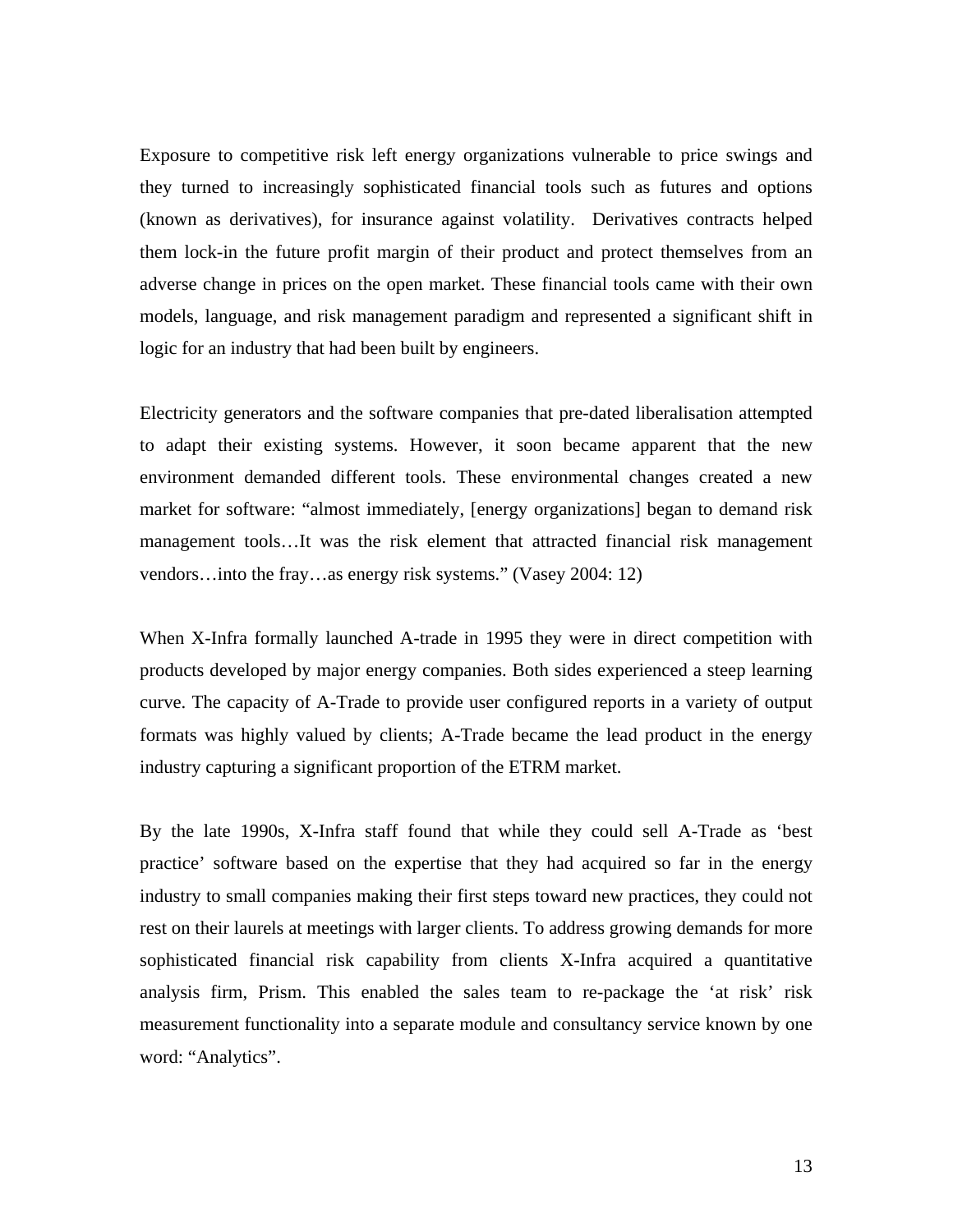Exposure to competitive risk left energy organizations vulnerable to price swings and they turned to increasingly sophisticated financial tools such as futures and options (known as derivatives), for insurance against volatility. Derivatives contracts helped them lock-in the future profit margin of their product and protect themselves from an adverse change in prices on the open market. These financial tools came with their own models, language, and risk management paradigm and represented a significant shift in logic for an industry that had been built by engineers.

Electricity generators and the software companies that pre-dated liberalisation attempted to adapt their existing systems. However, it soon became apparent that the new environment demanded different tools. These environmental changes created a new market for software: "almost immediately, [energy organizations] began to demand risk management tools…It was the risk element that attracted financial risk management vendors…into the fray…as energy risk systems." (Vasey 2004: 12)

When X-Infra formally launched A-trade in 1995 they were in direct competition with products developed by major energy companies. Both sides experienced a steep learning curve. The capacity of A-Trade to provide user configured reports in a variety of output formats was highly valued by clients; A-Trade became the lead product in the energy industry capturing a significant proportion of the ETRM market.

By the late 1990s, X-Infra staff found that while they could sell A-Trade as 'best practice' software based on the expertise that they had acquired so far in the energy industry to small companies making their first steps toward new practices, they could not rest on their laurels at meetings with larger clients. To address growing demands for more sophisticated financial risk capability from clients X-Infra acquired a quantitative analysis firm, Prism. This enabled the sales team to re-package the 'at risk' risk measurement functionality into a separate module and consultancy service known by one word: "Analytics".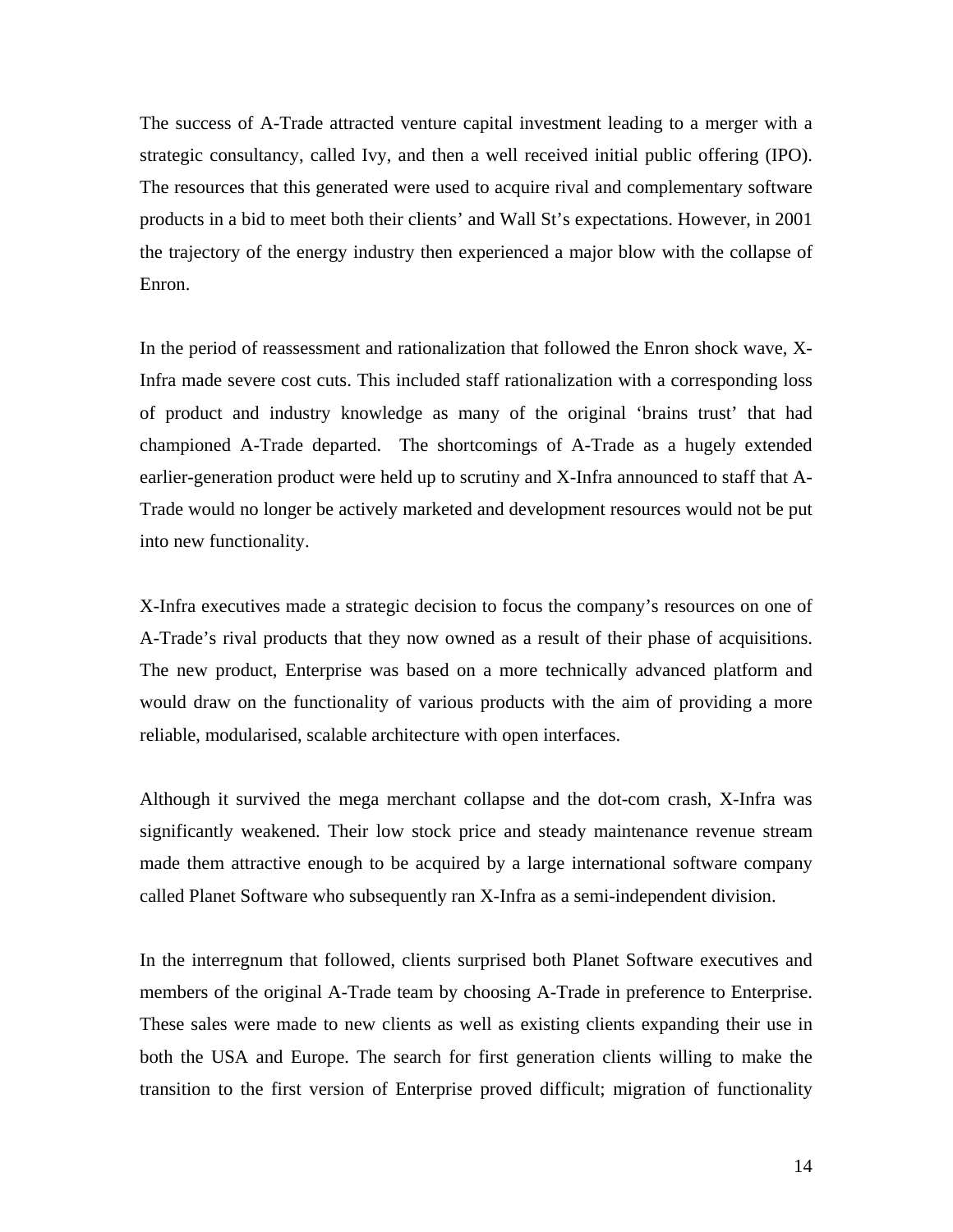The success of A-Trade attracted venture capital investment leading to a merger with a strategic consultancy, called Ivy, and then a well received initial public offering (IPO). The resources that this generated were used to acquire rival and complementary software products in a bid to meet both their clients' and Wall St's expectations. However, in 2001 the trajectory of the energy industry then experienced a major blow with the collapse of Enron.

In the period of reassessment and rationalization that followed the Enron shock wave, X-Infra made severe cost cuts. This included staff rationalization with a corresponding loss of product and industry knowledge as many of the original 'brains trust' that had championed A-Trade departed. The shortcomings of A-Trade as a hugely extended earlier-generation product were held up to scrutiny and X-Infra announced to staff that A-Trade would no longer be actively marketed and development resources would not be put into new functionality.

X-Infra executives made a strategic decision to focus the company's resources on one of A-Trade's rival products that they now owned as a result of their phase of acquisitions. The new product, Enterprise was based on a more technically advanced platform and would draw on the functionality of various products with the aim of providing a more reliable, modularised, scalable architecture with open interfaces.

Although it survived the mega merchant collapse and the dot-com crash, X-Infra was significantly weakened. Their low stock price and steady maintenance revenue stream made them attractive enough to be acquired by a large international software company called Planet Software who subsequently ran X-Infra as a semi-independent division.

In the interregnum that followed, clients surprised both Planet Software executives and members of the original A-Trade team by choosing A-Trade in preference to Enterprise. These sales were made to new clients as well as existing clients expanding their use in both the USA and Europe. The search for first generation clients willing to make the transition to the first version of Enterprise proved difficult; migration of functionality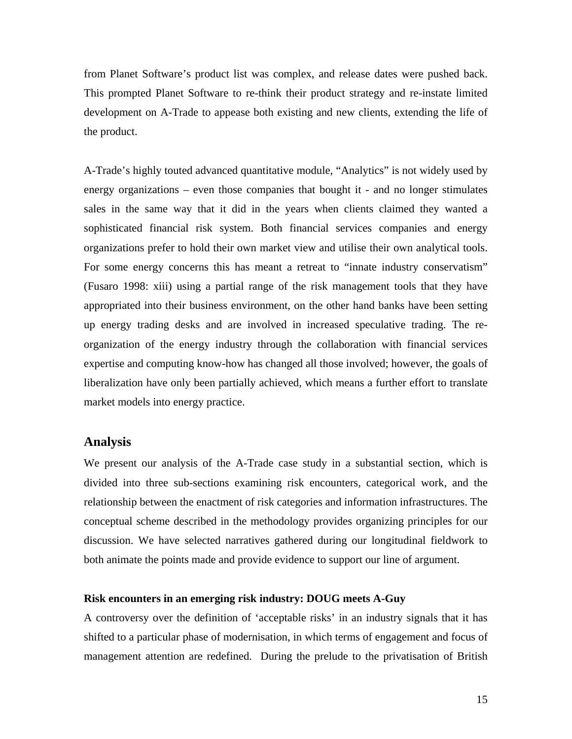from Planet Software's product list was complex, and release dates were pushed back. This prompted Planet Software to re-think their product strategy and re-instate limited development on A-Trade to appease both existing and new clients, extending the life of the product.

A-Trade's highly touted advanced quantitative module, "Analytics" is not widely used by energy organizations – even those companies that bought it - and no longer stimulates sales in the same way that it did in the years when clients claimed they wanted a sophisticated financial risk system. Both financial services companies and energy organizations prefer to hold their own market view and utilise their own analytical tools. For some energy concerns this has meant a retreat to "innate industry conservatism" (Fusaro 1998: xiii) using a partial range of the risk management tools that they have appropriated into their business environment, on the other hand banks have been setting up energy trading desks and are involved in increased speculative trading. The re-organization of the energy industry through the collaboration with financial services expertise and computing know-how has changed all those involved; however, the goals of liberalization have only been partially achieved, which means a further effort to translate market models into energy practice.

## Analysis

We present our analysis of the A-Trade case study in a substantial section, which is divided into three sub-sections examining risk encounters, categorical work, and the relationship between the enactment of risk categories and information infrastructures. The conceptual scheme described in the methodology provides organizing principles for our discussion. We have selected narratives gathered during our longitudinal fieldwork to both animate the points made and provide evidence to support our line of argument.

### Risk encounters in an emerging risk industry: DOUG meets A-Guy

A controversy over the definition of 'acceptable risks' in an industry signals that it has shifted to a particular phase of modernisation, in which terms of engagement and focus of management attention are redefined. During the prelude to the privatisation of British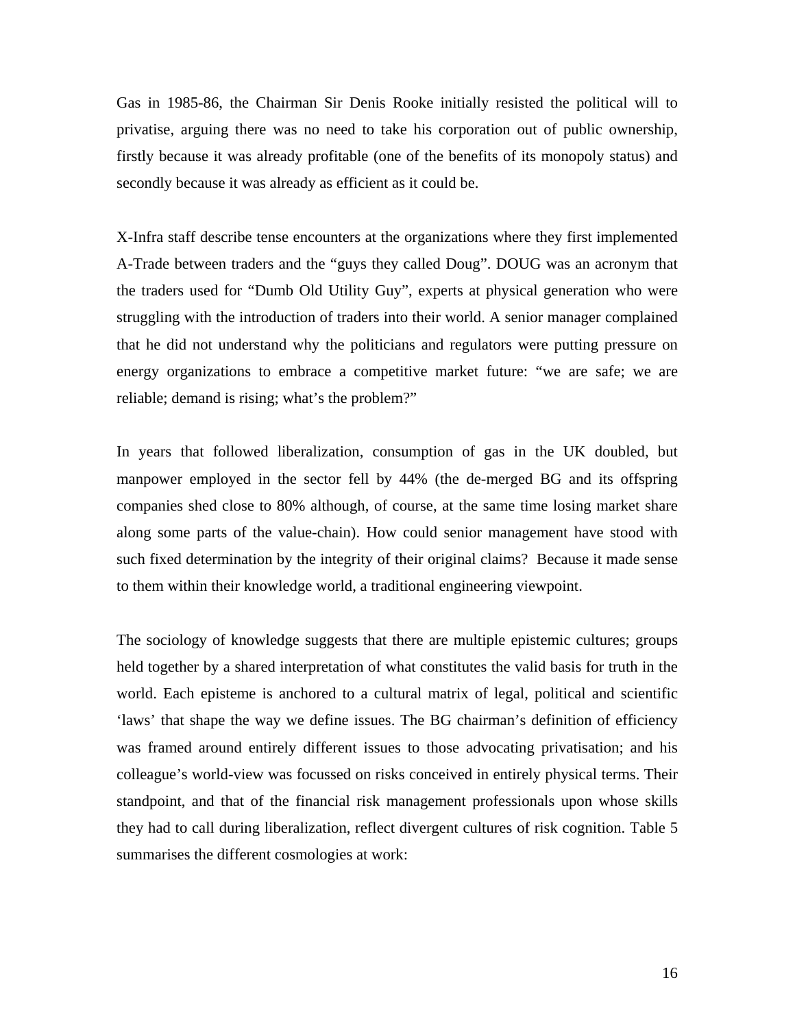Gas in 1985-86, the Chairman Sir Denis Rooke initially resisted the political will to privatise, arguing there was no need to take his corporation out of public ownership, firstly because it was already profitable (one of the benefits of its monopoly status) and secondly because it was already as efficient as it could be.

X-Infra staff describe tense encounters at the organizations where they first implemented A-Trade between traders and the "guys they called Doug". DOUG was an acronym that the traders used for "Dumb Old Utility Guy", experts at physical generation who were struggling with the introduction of traders into their world. A senior manager complained that he did not understand why the politicians and regulators were putting pressure on energy organizations to embrace a competitive market future: "we are safe; we are reliable; demand is rising; what's the problem?"

In years that followed liberalization, consumption of gas in the UK doubled, but manpower employed in the sector fell by 44% (the de-merged BG and its offspring companies shed close to 80% although, of course, at the same time losing market share along some parts of the value-chain). How could senior management have stood with such fixed determination by the integrity of their original claims? Because it made sense to them within their knowledge world, a traditional engineering viewpoint.

The sociology of knowledge suggests that there are multiple epistemic cultures; groups held together by a shared interpretation of what constitutes the valid basis for truth in the world. Each episteme is anchored to a cultural matrix of legal, political and scientific 'laws' that shape the way we define issues. The BG chairman's definition of efficiency was framed around entirely different issues to those advocating privatisation; and his colleague's world-view was focussed on risks conceived in entirely physical terms. Their standpoint, and that of the financial risk management professionals upon whose skills they had to call during liberalization, reflect divergent cultures of risk cognition. Table 5 summarises the different cosmologies at work: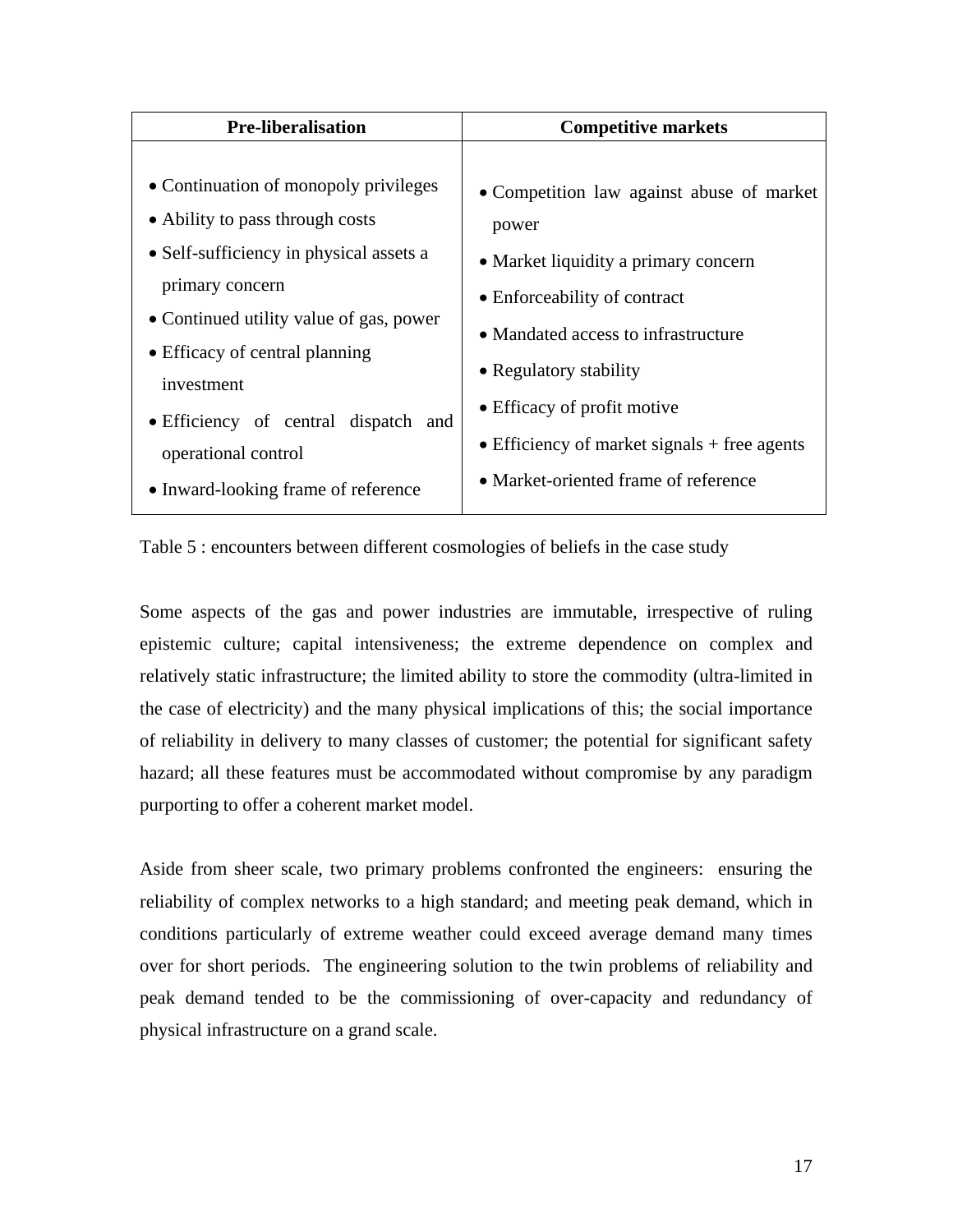| Pre-liberalisation | Competitive markets |
|---|---|
| • Continuation of monopoly privileges<br>• Ability to pass through costs<br>• Self-sufficiency in physical assets a primary concern<br>• Continued utility value of gas, power<br>• Efficacy of central planning investment<br>• Efficiency of central dispatch and operational control<br>• Inward-looking frame of reference | • Competition law against abuse of market power<br>• Market liquidity a primary concern<br>• Enforceability of contract<br>• Mandated access to infrastructure<br>• Regulatory stability<br>• Efficacy of profit motive<br>• Efficiency of market signals + free agents<br>• Market-oriented frame of reference |

Table 5 : encounters between different cosmologies of beliefs in the case study

Some aspects of the gas and power industries are immutable, irrespective of ruling epistemic culture; capital intensiveness; the extreme dependence on complex and relatively static infrastructure; the limited ability to store the commodity (ultra-limited in the case of electricity) and the many physical implications of this; the social importance of reliability in delivery to many classes of customer; the potential for significant safety hazard; all these features must be accommodated without compromise by any paradigm purporting to offer a coherent market model.

Aside from sheer scale, two primary problems confronted the engineers: ensuring the reliability of complex networks to a high standard; and meeting peak demand, which in conditions particularly of extreme weather could exceed average demand many times over for short periods. The engineering solution to the twin problems of reliability and peak demand tended to be the commissioning of over-capacity and redundancy of physical infrastructure on a grand scale.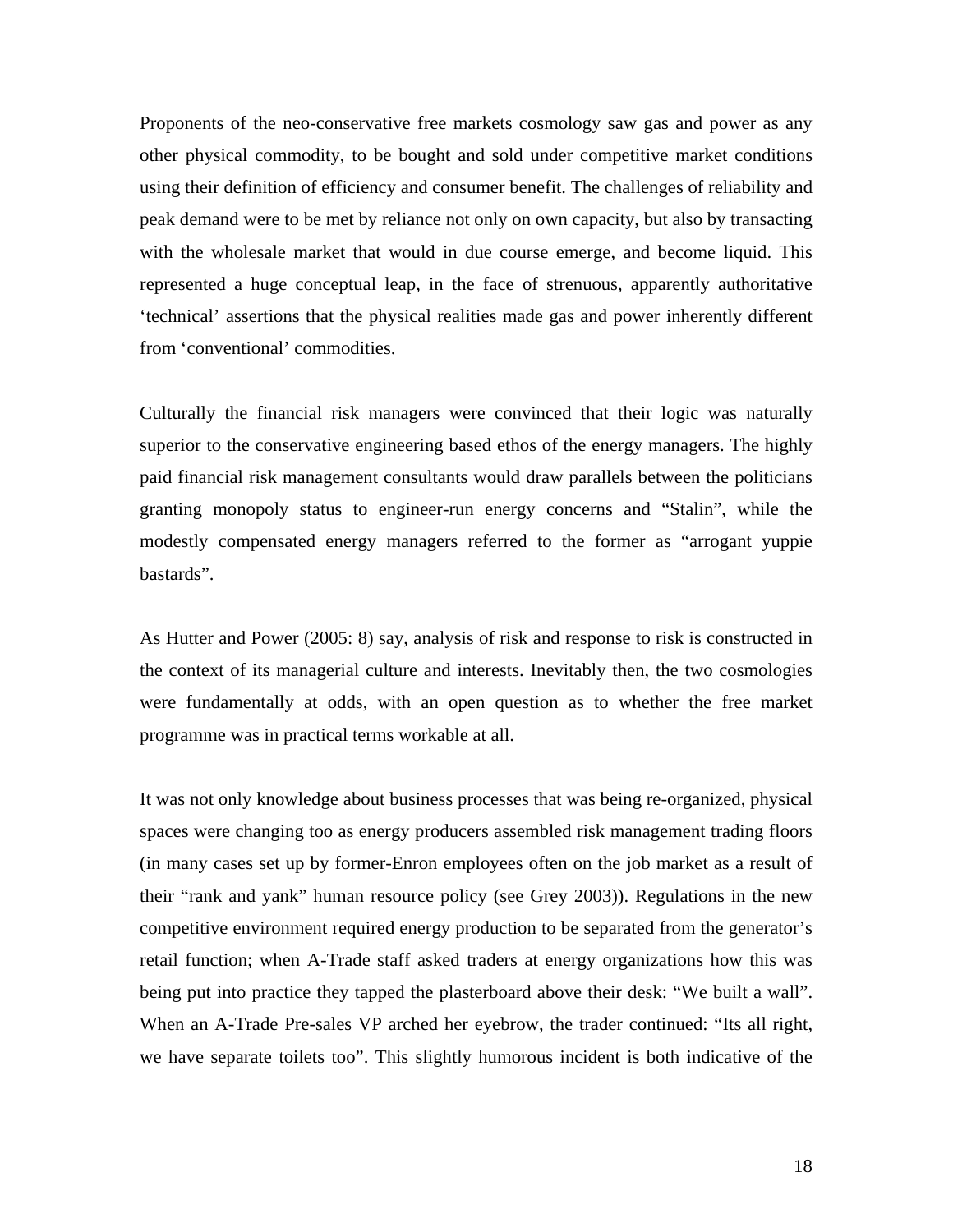Proponents of the neo-conservative free markets cosmology saw gas and power as any other physical commodity, to be bought and sold under competitive market conditions using their definition of efficiency and consumer benefit. The challenges of reliability and peak demand were to be met by reliance not only on own capacity, but also by transacting with the wholesale market that would in due course emerge, and become liquid. This represented a huge conceptual leap, in the face of strenuous, apparently authoritative 'technical' assertions that the physical realities made gas and power inherently different from 'conventional' commodities.

Culturally the financial risk managers were convinced that their logic was naturally superior to the conservative engineering based ethos of the energy managers. The highly paid financial risk management consultants would draw parallels between the politicians granting monopoly status to engineer-run energy concerns and "Stalin", while the modestly compensated energy managers referred to the former as "arrogant yuppie bastards".

As Hutter and Power (2005: 8) say, analysis of risk and response to risk is constructed in the context of its managerial culture and interests. Inevitably then, the two cosmologies were fundamentally at odds, with an open question as to whether the free market programme was in practical terms workable at all.

It was not only knowledge about business processes that was being re-organized, physical spaces were changing too as energy producers assembled risk management trading floors (in many cases set up by former-Enron employees often on the job market as a result of their "rank and yank" human resource policy (see Grey 2003)). Regulations in the new competitive environment required energy production to be separated from the generator's retail function; when A-Trade staff asked traders at energy organizations how this was being put into practice they tapped the plasterboard above their desk: "We built a wall". When an A-Trade Pre-sales VP arched her eyebrow, the trader continued: "Its all right, we have separate toilets too". This slightly humorous incident is both indicative of the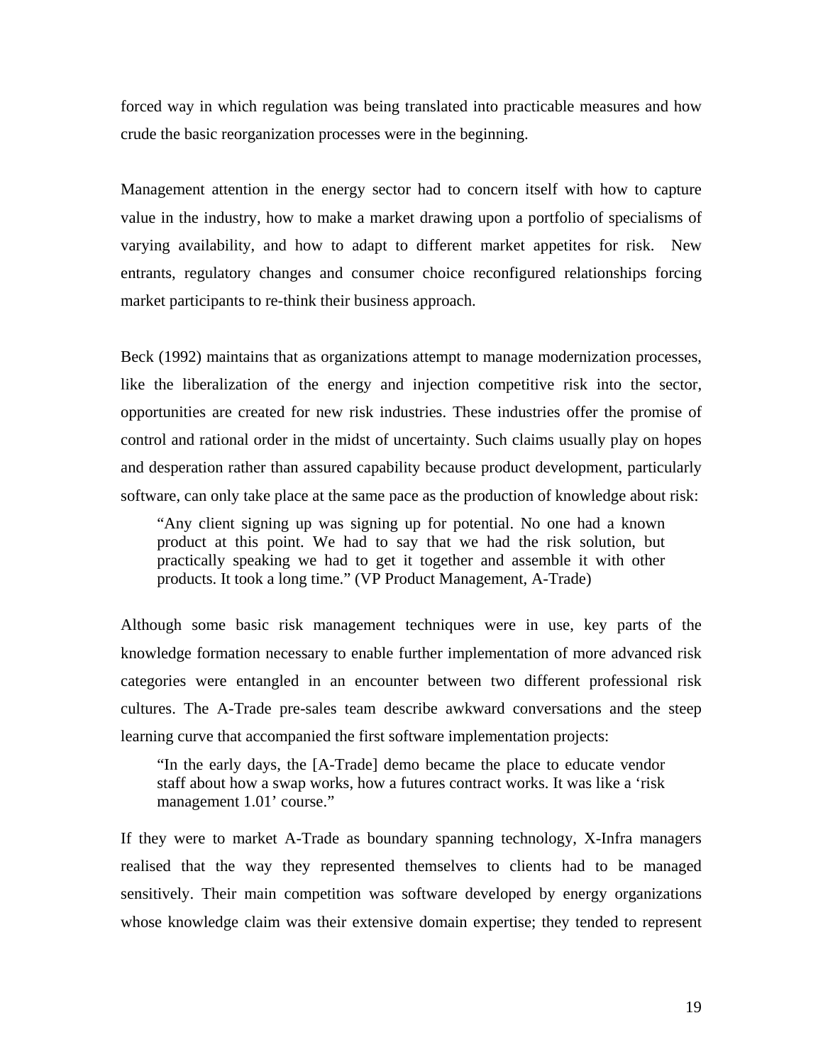forced way in which regulation was being translated into practicable measures and how crude the basic reorganization processes were in the beginning.

Management attention in the energy sector had to concern itself with how to capture value in the industry, how to make a market drawing upon a portfolio of specialisms of varying availability, and how to adapt to different market appetites for risk. New entrants, regulatory changes and consumer choice reconfigured relationships forcing market participants to re-think their business approach.

Beck (1992) maintains that as organizations attempt to manage modernization processes, like the liberalization of the energy and injection competitive risk into the sector, opportunities are created for new risk industries. These industries offer the promise of control and rational order in the midst of uncertainty. Such claims usually play on hopes and desperation rather than assured capability because product development, particularly software, can only take place at the same pace as the production of knowledge about risk:

> "Any client signing up was signing up for potential. No one had a known product at this point. We had to say that we had the risk solution, but practically speaking we had to get it together and assemble it with other products. It took a long time." (VP Product Management, A-Trade)

Although some basic risk management techniques were in use, key parts of the knowledge formation necessary to enable further implementation of more advanced risk categories were entangled in an encounter between two different professional risk cultures. The A-Trade pre-sales team describe awkward conversations and the steep learning curve that accompanied the first software implementation projects:

> "In the early days, the [A-Trade] demo became the place to educate vendor staff about how a swap works, how a futures contract works. It was like a 'risk management 1.01' course."

If they were to market A-Trade as boundary spanning technology, X-Infra managers realised that the way they represented themselves to clients had to be managed sensitively. Their main competition was software developed by energy organizations whose knowledge claim was their extensive domain expertise; they tended to represent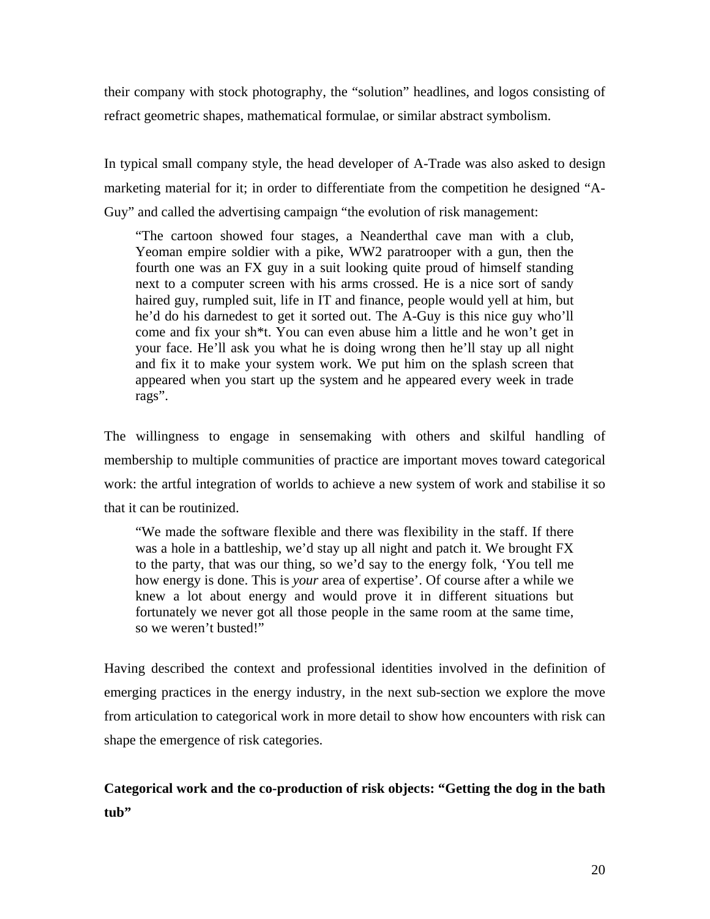their company with stock photography, the "solution" headlines, and logos consisting of refract geometric shapes, mathematical formulae, or similar abstract symbolism.

In typical small company style, the head developer of A-Trade was also asked to design marketing material for it; in order to differentiate from the competition he designed "A-Guy" and called the advertising campaign "the evolution of risk management:

> "The cartoon showed four stages, a Neanderthal cave man with a club, Yeoman empire soldier with a pike, WW2 paratrooper with a gun, then the fourth one was an FX guy in a suit looking quite proud of himself standing next to a computer screen with his arms crossed. He is a nice sort of sandy haired guy, rumpled suit, life in IT and finance, people would yell at him, but he'd do his darnedest to get it sorted out. The A-Guy is this nice guy who'll come and fix your sh*t. You can even abuse him a little and he won't get in your face. He'll ask you what he is doing wrong then he'll stay up all night and fix it to make your system work. We put him on the splash screen that appeared when you start up the system and he appeared every week in trade rags".

The willingness to engage in sensemaking with others and skilful handling of membership to multiple communities of practice are important moves toward categorical work: the artful integration of worlds to achieve a new system of work and stabilise it so that it can be routinized.

> "We made the software flexible and there was flexibility in the staff. If there was a hole in a battleship, we'd stay up all night and patch it. We brought FX to the party, that was our thing, so we'd say to the energy folk, 'You tell me how energy is done. This is *your* area of expertise'. Of course after a while we knew a lot about energy and would prove it in different situations but fortunately we never got all those people in the same room at the same time, so we weren't busted!"

Having described the context and professional identities involved in the definition of emerging practices in the energy industry, in the next sub-section we explore the move from articulation to categorical work in more detail to show how encounters with risk can shape the emergence of risk categories.

**Categorical work and the co-production of risk objects: "Getting the dog in the bath tub"**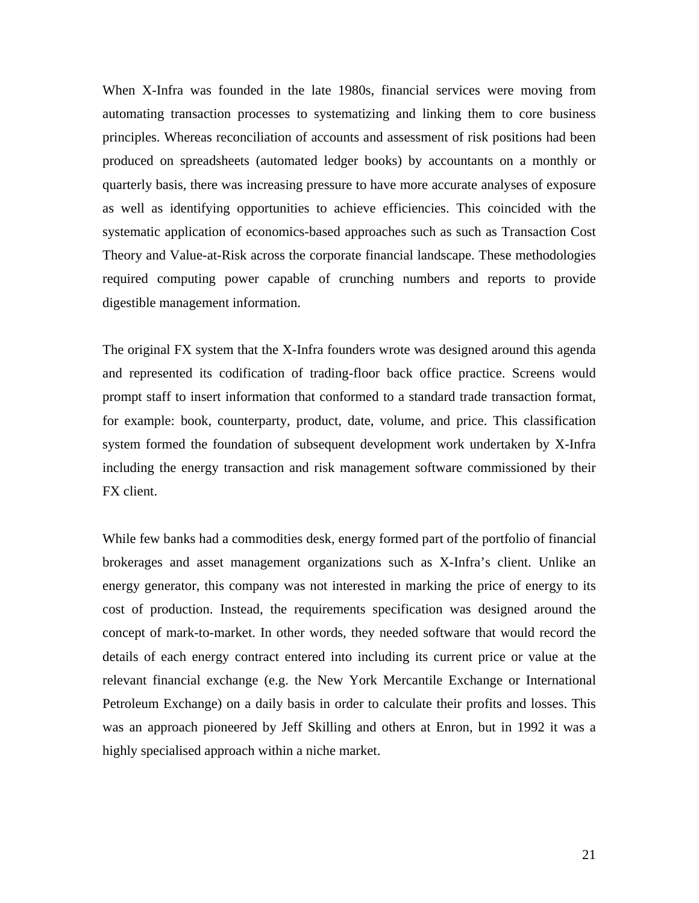When X-Infra was founded in the late 1980s, financial services were moving from automating transaction processes to systematizing and linking them to core business principles. Whereas reconciliation of accounts and assessment of risk positions had been produced on spreadsheets (automated ledger books) by accountants on a monthly or quarterly basis, there was increasing pressure to have more accurate analyses of exposure as well as identifying opportunities to achieve efficiencies. This coincided with the systematic application of economics-based approaches such as such as Transaction Cost Theory and Value-at-Risk across the corporate financial landscape. These methodologies required computing power capable of crunching numbers and reports to provide digestible management information.

The original FX system that the X-Infra founders wrote was designed around this agenda and represented its codification of trading-floor back office practice. Screens would prompt staff to insert information that conformed to a standard trade transaction format, for example: book, counterparty, product, date, volume, and price. This classification system formed the foundation of subsequent development work undertaken by X-Infra including the energy transaction and risk management software commissioned by their FX client.

While few banks had a commodities desk, energy formed part of the portfolio of financial brokerages and asset management organizations such as X-Infra's client. Unlike an energy generator, this company was not interested in marking the price of energy to its cost of production. Instead, the requirements specification was designed around the concept of mark-to-market. In other words, they needed software that would record the details of each energy contract entered into including its current price or value at the relevant financial exchange (e.g. the New York Mercantile Exchange or International Petroleum Exchange) on a daily basis in order to calculate their profits and losses. This was an approach pioneered by Jeff Skilling and others at Enron, but in 1992 it was a highly specialised approach within a niche market.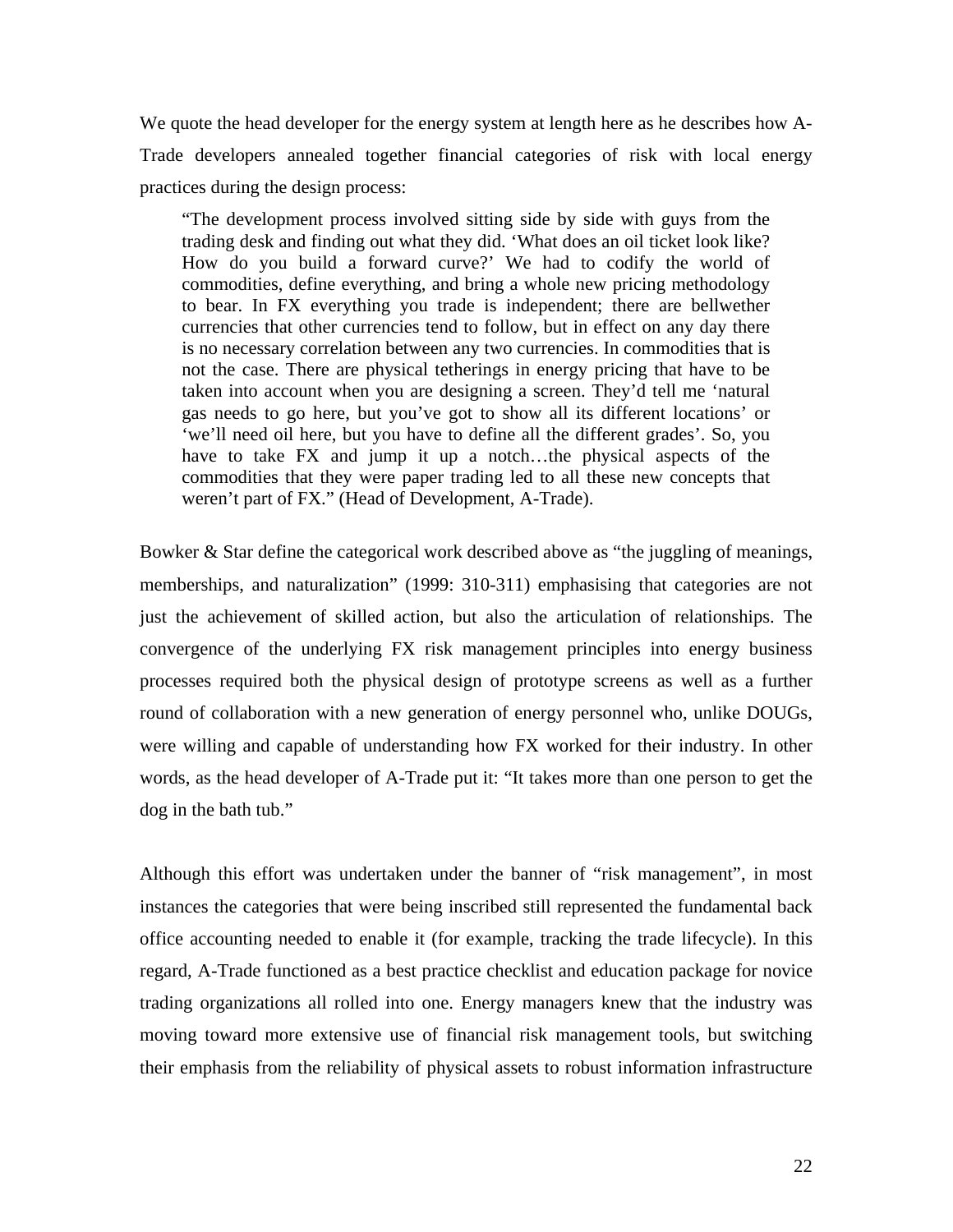We quote the head developer for the energy system at length here as he describes how A-Trade developers annealed together financial categories of risk with local energy practices during the design process:

> "The development process involved sitting side by side with guys from the trading desk and finding out what they did. 'What does an oil ticket look like? How do you build a forward curve?' We had to codify the world of commodities, define everything, and bring a whole new pricing methodology to bear. In FX everything you trade is independent; there are bellwether currencies that other currencies tend to follow, but in effect on any day there is no necessary correlation between any two currencies. In commodities that is not the case. There are physical tetherings in energy pricing that have to be taken into account when you are designing a screen. They'd tell me 'natural gas needs to go here, but you've got to show all its different locations' or 'we'll need oil here, but you have to define all the different grades'. So, you have to take FX and jump it up a notch…the physical aspects of the commodities that they were paper trading led to all these new concepts that weren't part of FX." (Head of Development, A-Trade).

Bowker & Star define the categorical work described above as "the juggling of meanings, memberships, and naturalization" (1999: 310-311) emphasising that categories are not just the achievement of skilled action, but also the articulation of relationships. The convergence of the underlying FX risk management principles into energy business processes required both the physical design of prototype screens as well as a further round of collaboration with a new generation of energy personnel who, unlike DOUGs, were willing and capable of understanding how FX worked for their industry. In other words, as the head developer of A-Trade put it: "It takes more than one person to get the dog in the bath tub."

Although this effort was undertaken under the banner of "risk management", in most instances the categories that were being inscribed still represented the fundamental back office accounting needed to enable it (for example, tracking the trade lifecycle). In this regard, A-Trade functioned as a best practice checklist and education package for novice trading organizations all rolled into one. Energy managers knew that the industry was moving toward more extensive use of financial risk management tools, but switching their emphasis from the reliability of physical assets to robust information infrastructure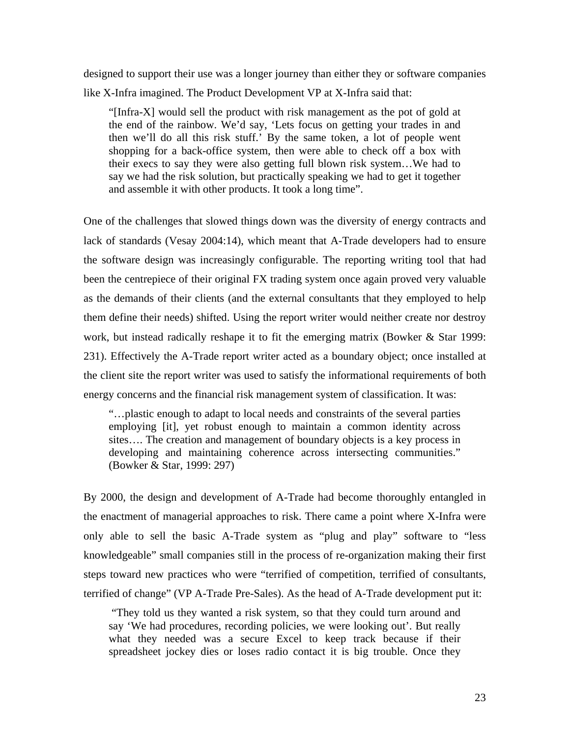designed to support their use was a longer journey than either they or software companies like X-Infra imagined. The Product Development VP at X-Infra said that:

> "[Infra-X] would sell the product with risk management as the pot of gold at the end of the rainbow. We'd say, 'Lets focus on getting your trades in and then we'll do all this risk stuff.' By the same token, a lot of people went shopping for a back-office system, then were able to check off a box with their execs to say they were also getting full blown risk system…We had to say we had the risk solution, but practically speaking we had to get it together and assemble it with other products. It took a long time".

One of the challenges that slowed things down was the diversity of energy contracts and lack of standards (Vesay 2004:14), which meant that A-Trade developers had to ensure the software design was increasingly configurable. The reporting writing tool that had been the centrepiece of their original FX trading system once again proved very valuable as the demands of their clients (and the external consultants that they employed to help them define their needs) shifted. Using the report writer would neither create nor destroy work, but instead radically reshape it to fit the emerging matrix (Bowker & Star 1999: 231). Effectively the A-Trade report writer acted as a boundary object; once installed at the client site the report writer was used to satisfy the informational requirements of both energy concerns and the financial risk management system of classification. It was:

> "…plastic enough to adapt to local needs and constraints of the several parties employing [it], yet robust enough to maintain a common identity across sites…. The creation and management of boundary objects is a key process in developing and maintaining coherence across intersecting communities." (Bowker & Star, 1999: 297)

By 2000, the design and development of A-Trade had become thoroughly entangled in the enactment of managerial approaches to risk. There came a point where X-Infra were only able to sell the basic A-Trade system as "plug and play" software to "less knowledgeable" small companies still in the process of re-organization making their first steps toward new practices who were "terrified of competition, terrified of consultants, terrified of change" (VP A-Trade Pre-Sales). As the head of A-Trade development put it:

> "They told us they wanted a risk system, so that they could turn around and say 'We had procedures, recording policies, we were looking out'. But really what they needed was a secure Excel to keep track because if their spreadsheet jockey dies or loses radio contact it is big trouble. Once they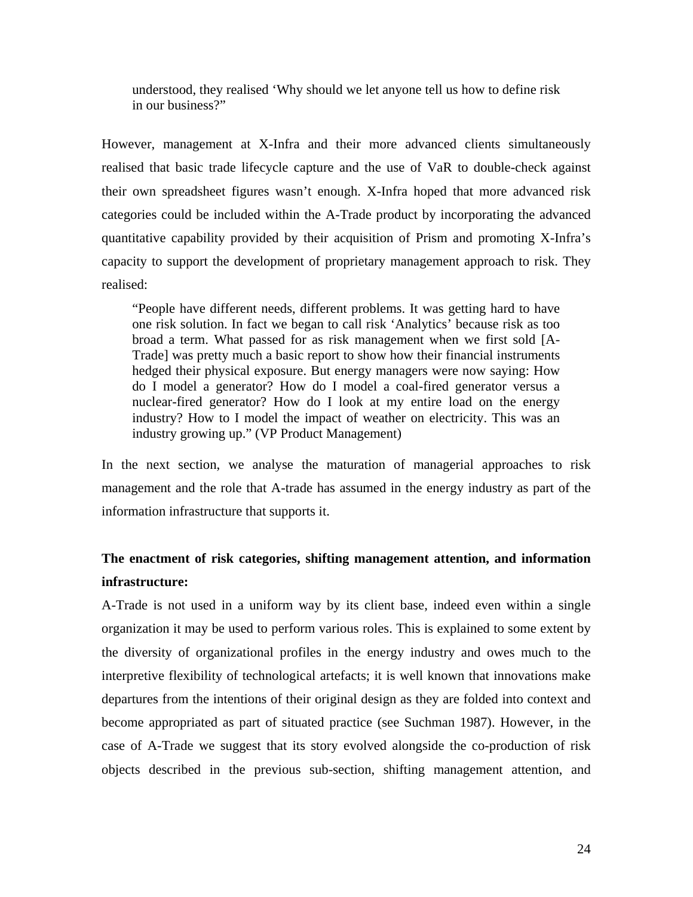> understood, they realised 'Why should we let anyone tell us how to define risk in our business?"

However, management at X-Infra and their more advanced clients simultaneously realised that basic trade lifecycle capture and the use of VaR to double-check against their own spreadsheet figures wasn't enough. X-Infra hoped that more advanced risk categories could be included within the A-Trade product by incorporating the advanced quantitative capability provided by their acquisition of Prism and promoting X-Infra's capacity to support the development of proprietary management approach to risk. They realised:

> "People have different needs, different problems. It was getting hard to have one risk solution. In fact we began to call risk 'Analytics' because risk as too broad a term. What passed for as risk management when we first sold [A-Trade] was pretty much a basic report to show how their financial instruments hedged their physical exposure. But energy managers were now saying: How do I model a generator? How do I model a coal-fired generator versus a nuclear-fired generator? How do I look at my entire load on the energy industry? How to I model the impact of weather on electricity. This was an industry growing up." (VP Product Management)

In the next section, we analyse the maturation of managerial approaches to risk management and the role that A-trade has assumed in the energy industry as part of the information infrastructure that supports it.

**The enactment of risk categories, shifting management attention, and information infrastructure:**

A-Trade is not used in a uniform way by its client base, indeed even within a single organization it may be used to perform various roles. This is explained to some extent by the diversity of organizational profiles in the energy industry and owes much to the interpretive flexibility of technological artefacts; it is well known that innovations make departures from the intentions of their original design as they are folded into context and become appropriated as part of situated practice (see Suchman 1987). However, in the case of A-Trade we suggest that its story evolved alongside the co-production of risk objects described in the previous sub-section, shifting management attention, and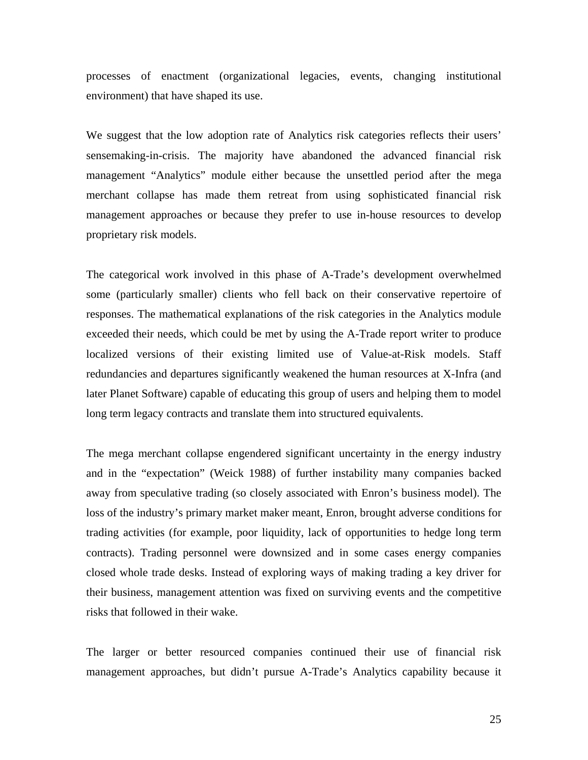processes of enactment (organizational legacies, events, changing institutional environment) that have shaped its use.

We suggest that the low adoption rate of Analytics risk categories reflects their users' sensemaking-in-crisis. The majority have abandoned the advanced financial risk management "Analytics" module either because the unsettled period after the mega merchant collapse has made them retreat from using sophisticated financial risk management approaches or because they prefer to use in-house resources to develop proprietary risk models.

The categorical work involved in this phase of A-Trade's development overwhelmed some (particularly smaller) clients who fell back on their conservative repertoire of responses. The mathematical explanations of the risk categories in the Analytics module exceeded their needs, which could be met by using the A-Trade report writer to produce localized versions of their existing limited use of Value-at-Risk models. Staff redundancies and departures significantly weakened the human resources at X-Infra (and later Planet Software) capable of educating this group of users and helping them to model long term legacy contracts and translate them into structured equivalents.

The mega merchant collapse engendered significant uncertainty in the energy industry and in the "expectation" (Weick 1988) of further instability many companies backed away from speculative trading (so closely associated with Enron's business model). The loss of the industry's primary market maker meant, Enron, brought adverse conditions for trading activities (for example, poor liquidity, lack of opportunities to hedge long term contracts). Trading personnel were downsized and in some cases energy companies closed whole trade desks. Instead of exploring ways of making trading a key driver for their business, management attention was fixed on surviving events and the competitive risks that followed in their wake.

The larger or better resourced companies continued their use of financial risk management approaches, but didn't pursue A-Trade's Analytics capability because it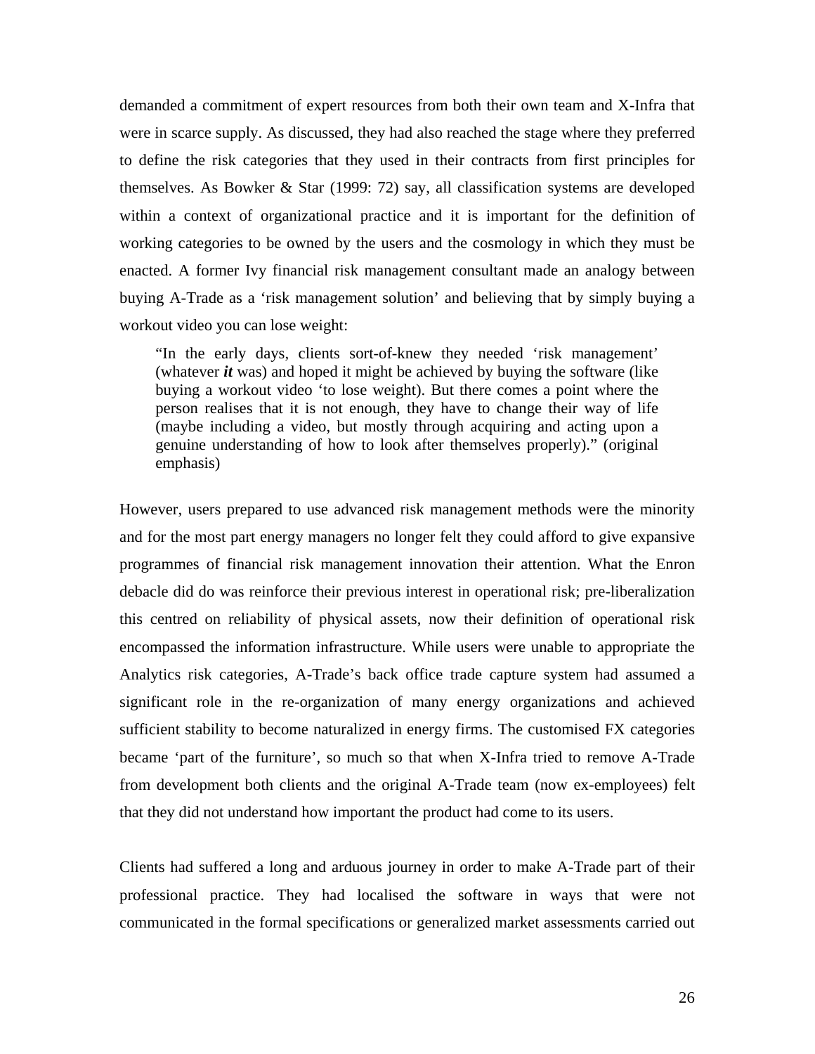demanded a commitment of expert resources from both their own team and X-Infra that were in scarce supply. As discussed, they had also reached the stage where they preferred to define the risk categories that they used in their contracts from first principles for themselves. As Bowker & Star (1999: 72) say, all classification systems are developed within a context of organizational practice and it is important for the definition of working categories to be owned by the users and the cosmology in which they must be enacted. A former Ivy financial risk management consultant made an analogy between buying A-Trade as a 'risk management solution' and believing that by simply buying a workout video you can lose weight:

> "In the early days, clients sort-of-knew they needed 'risk management' (whatever ***it*** was) and hoped it might be achieved by buying the software (like buying a workout video 'to lose weight). But there comes a point where the person realises that it is not enough, they have to change their way of life (maybe including a video, but mostly through acquiring and acting upon a genuine understanding of how to look after themselves properly)." (original emphasis)

However, users prepared to use advanced risk management methods were the minority and for the most part energy managers no longer felt they could afford to give expansive programmes of financial risk management innovation their attention. What the Enron debacle did do was reinforce their previous interest in operational risk; pre-liberalization this centred on reliability of physical assets, now their definition of operational risk encompassed the information infrastructure. While users were unable to appropriate the Analytics risk categories, A-Trade's back office trade capture system had assumed a significant role in the re-organization of many energy organizations and achieved sufficient stability to become naturalized in energy firms. The customised FX categories became 'part of the furniture', so much so that when X-Infra tried to remove A-Trade from development both clients and the original A-Trade team (now ex-employees) felt that they did not understand how important the product had come to its users.

Clients had suffered a long and arduous journey in order to make A-Trade part of their professional practice. They had localised the software in ways that were not communicated in the formal specifications or generalized market assessments carried out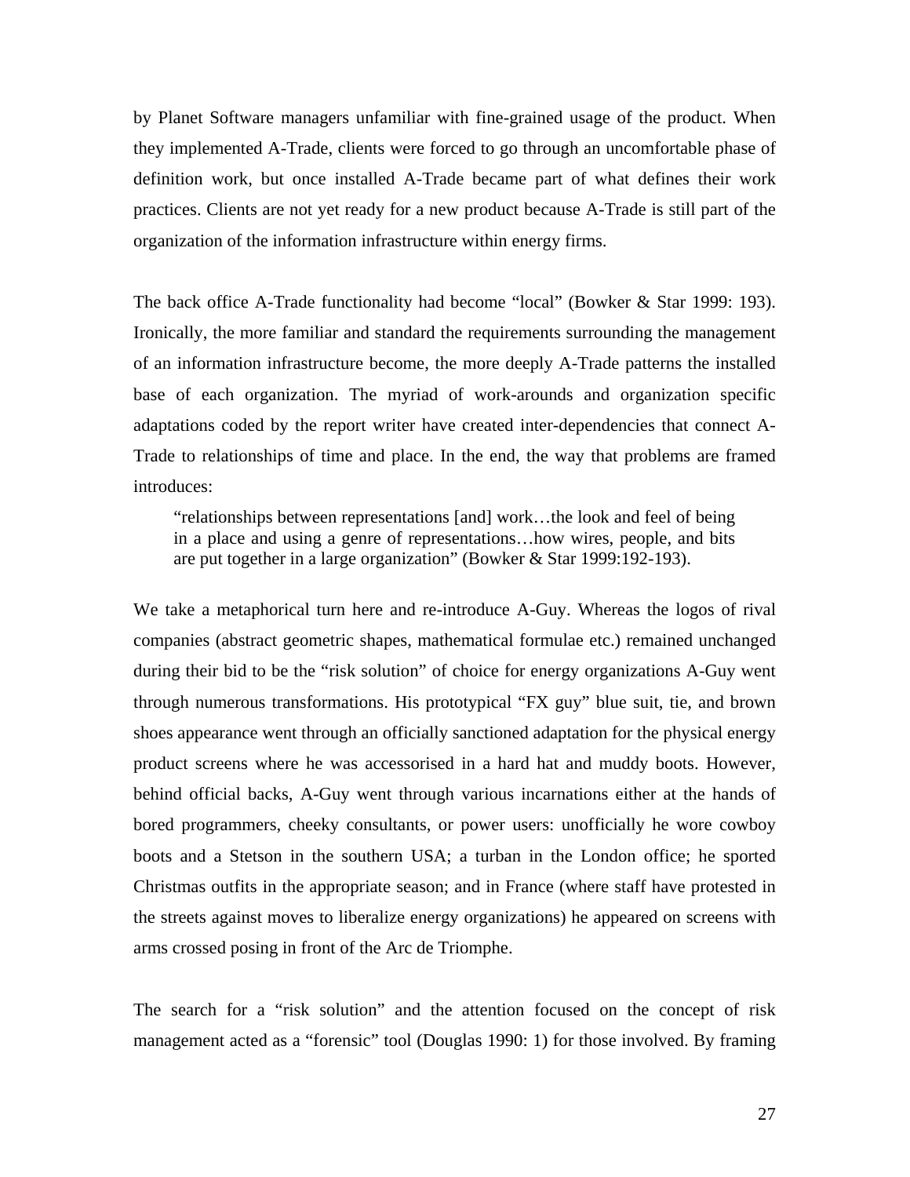by Planet Software managers unfamiliar with fine-grained usage of the product. When they implemented A-Trade, clients were forced to go through an uncomfortable phase of definition work, but once installed A-Trade became part of what defines their work practices. Clients are not yet ready for a new product because A-Trade is still part of the organization of the information infrastructure within energy firms.

The back office A-Trade functionality had become "local" (Bowker & Star 1999: 193). Ironically, the more familiar and standard the requirements surrounding the management of an information infrastructure become, the more deeply A-Trade patterns the installed base of each organization. The myriad of work-arounds and organization specific adaptations coded by the report writer have created inter-dependencies that connect A-Trade to relationships of time and place. In the end, the way that problems are framed introduces:

> "relationships between representations [and] work…the look and feel of being in a place and using a genre of representations…how wires, people, and bits are put together in a large organization" (Bowker & Star 1999:192-193).

We take a metaphorical turn here and re-introduce A-Guy. Whereas the logos of rival companies (abstract geometric shapes, mathematical formulae etc.) remained unchanged during their bid to be the "risk solution" of choice for energy organizations A-Guy went through numerous transformations. His prototypical "FX guy" blue suit, tie, and brown shoes appearance went through an officially sanctioned adaptation for the physical energy product screens where he was accessorised in a hard hat and muddy boots. However, behind official backs, A-Guy went through various incarnations either at the hands of bored programmers, cheeky consultants, or power users: unofficially he wore cowboy boots and a Stetson in the southern USA; a turban in the London office; he sported Christmas outfits in the appropriate season; and in France (where staff have protested in the streets against moves to liberalize energy organizations) he appeared on screens with arms crossed posing in front of the Arc de Triomphe.

The search for a "risk solution" and the attention focused on the concept of risk management acted as a "forensic" tool (Douglas 1990: 1) for those involved. By framing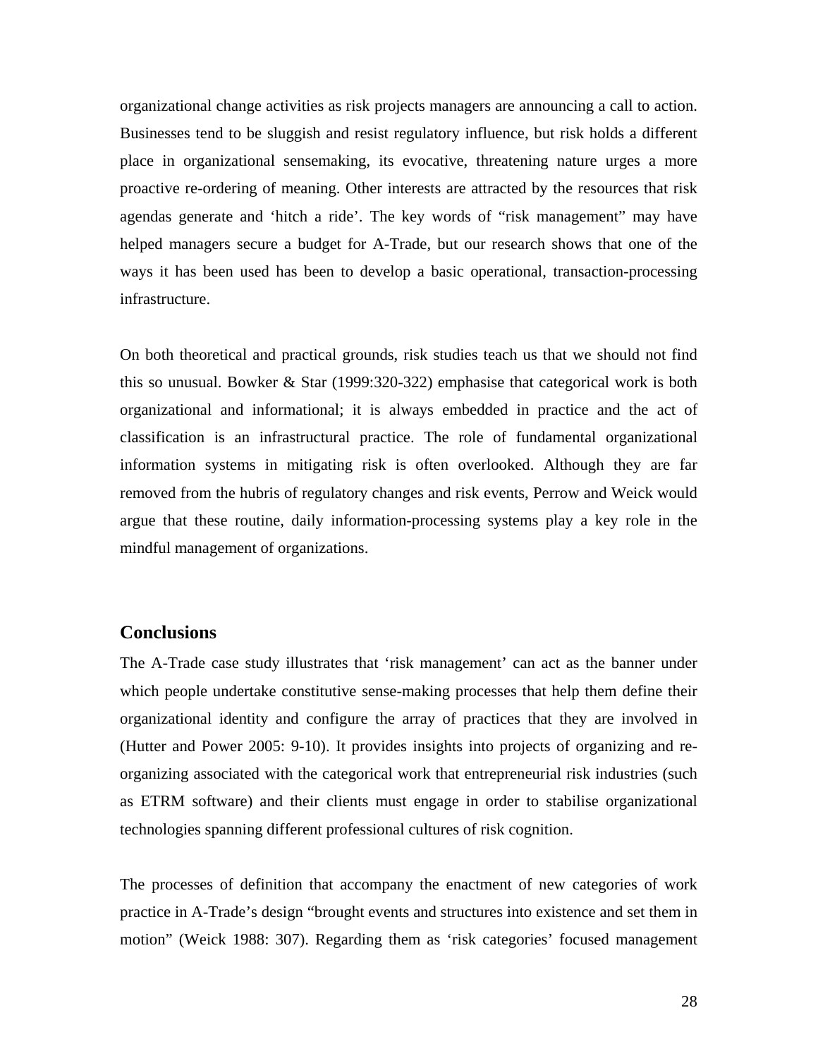organizational change activities as risk projects managers are announcing a call to action. Businesses tend to be sluggish and resist regulatory influence, but risk holds a different place in organizational sensemaking, its evocative, threatening nature urges a more proactive re-ordering of meaning. Other interests are attracted by the resources that risk agendas generate and 'hitch a ride'. The key words of "risk management" may have helped managers secure a budget for A-Trade, but our research shows that one of the ways it has been used has been to develop a basic operational, transaction-processing infrastructure.

On both theoretical and practical grounds, risk studies teach us that we should not find this so unusual. Bowker & Star (1999:320-322) emphasise that categorical work is both organizational and informational; it is always embedded in practice and the act of classification is an infrastructural practice. The role of fundamental organizational information systems in mitigating risk is often overlooked. Although they are far removed from the hubris of regulatory changes and risk events, Perrow and Weick would argue that these routine, daily information-processing systems play a key role in the mindful management of organizations.

## Conclusions

The A-Trade case study illustrates that 'risk management' can act as the banner under which people undertake constitutive sense-making processes that help them define their organizational identity and configure the array of practices that they are involved in (Hutter and Power 2005: 9-10). It provides insights into projects of organizing and re-organizing associated with the categorical work that entrepreneurial risk industries (such as ETRM software) and their clients must engage in order to stabilise organizational technologies spanning different professional cultures of risk cognition.

The processes of definition that accompany the enactment of new categories of work practice in A-Trade's design "brought events and structures into existence and set them in motion" (Weick 1988: 307). Regarding them as 'risk categories' focused management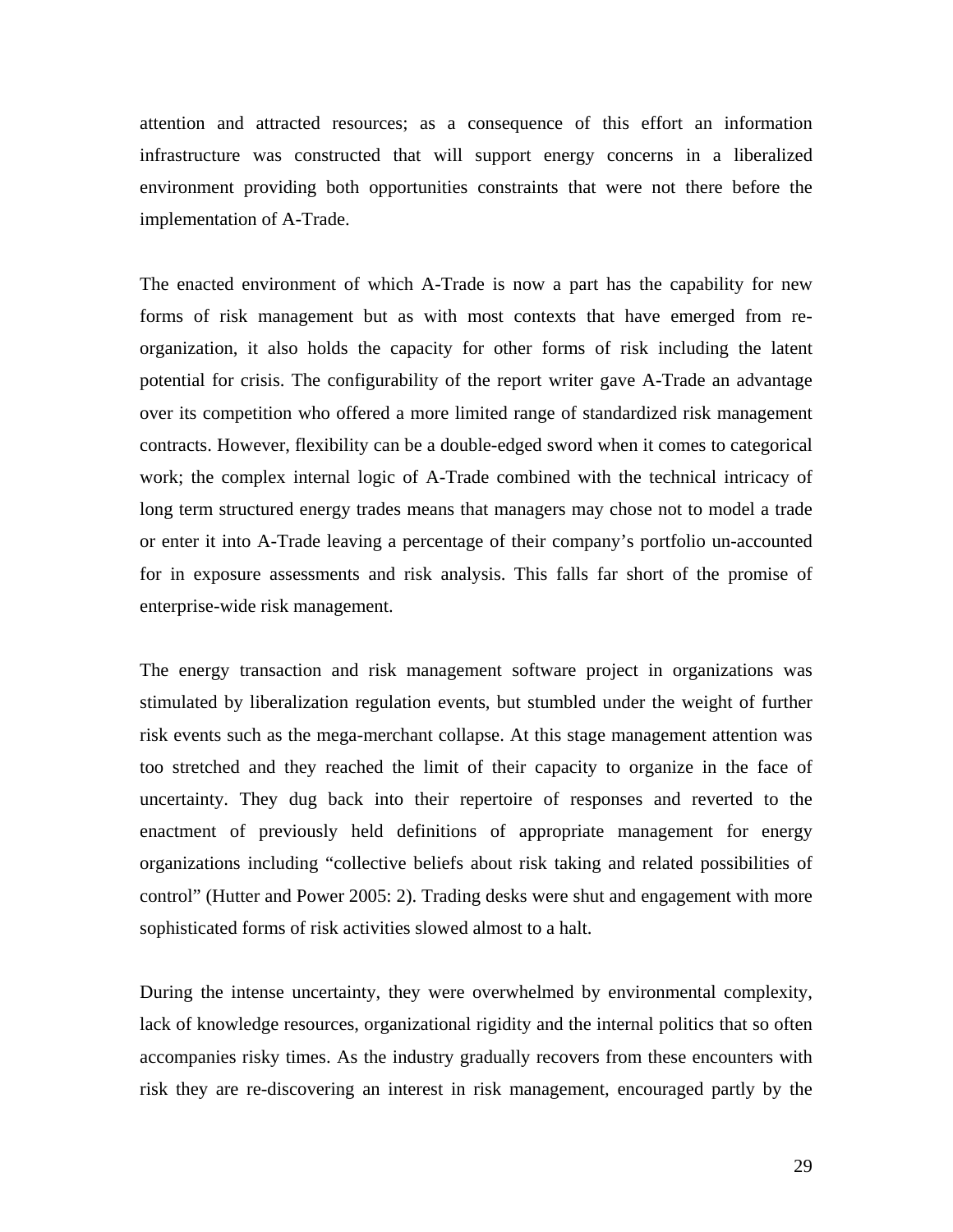attention and attracted resources; as a consequence of this effort an information infrastructure was constructed that will support energy concerns in a liberalized environment providing both opportunities constraints that were not there before the implementation of A-Trade.

The enacted environment of which A-Trade is now a part has the capability for new forms of risk management but as with most contexts that have emerged from re-organization, it also holds the capacity for other forms of risk including the latent potential for crisis. The configurability of the report writer gave A-Trade an advantage over its competition who offered a more limited range of standardized risk management contracts. However, flexibility can be a double-edged sword when it comes to categorical work; the complex internal logic of A-Trade combined with the technical intricacy of long term structured energy trades means that managers may chose not to model a trade or enter it into A-Trade leaving a percentage of their company's portfolio un-accounted for in exposure assessments and risk analysis. This falls far short of the promise of enterprise-wide risk management.

The energy transaction and risk management software project in organizations was stimulated by liberalization regulation events, but stumbled under the weight of further risk events such as the mega-merchant collapse. At this stage management attention was too stretched and they reached the limit of their capacity to organize in the face of uncertainty. They dug back into their repertoire of responses and reverted to the enactment of previously held definitions of appropriate management for energy organizations including "collective beliefs about risk taking and related possibilities of control" (Hutter and Power 2005: 2). Trading desks were shut and engagement with more sophisticated forms of risk activities slowed almost to a halt.

During the intense uncertainty, they were overwhelmed by environmental complexity, lack of knowledge resources, organizational rigidity and the internal politics that so often accompanies risky times. As the industry gradually recovers from these encounters with risk they are re-discovering an interest in risk management, encouraged partly by the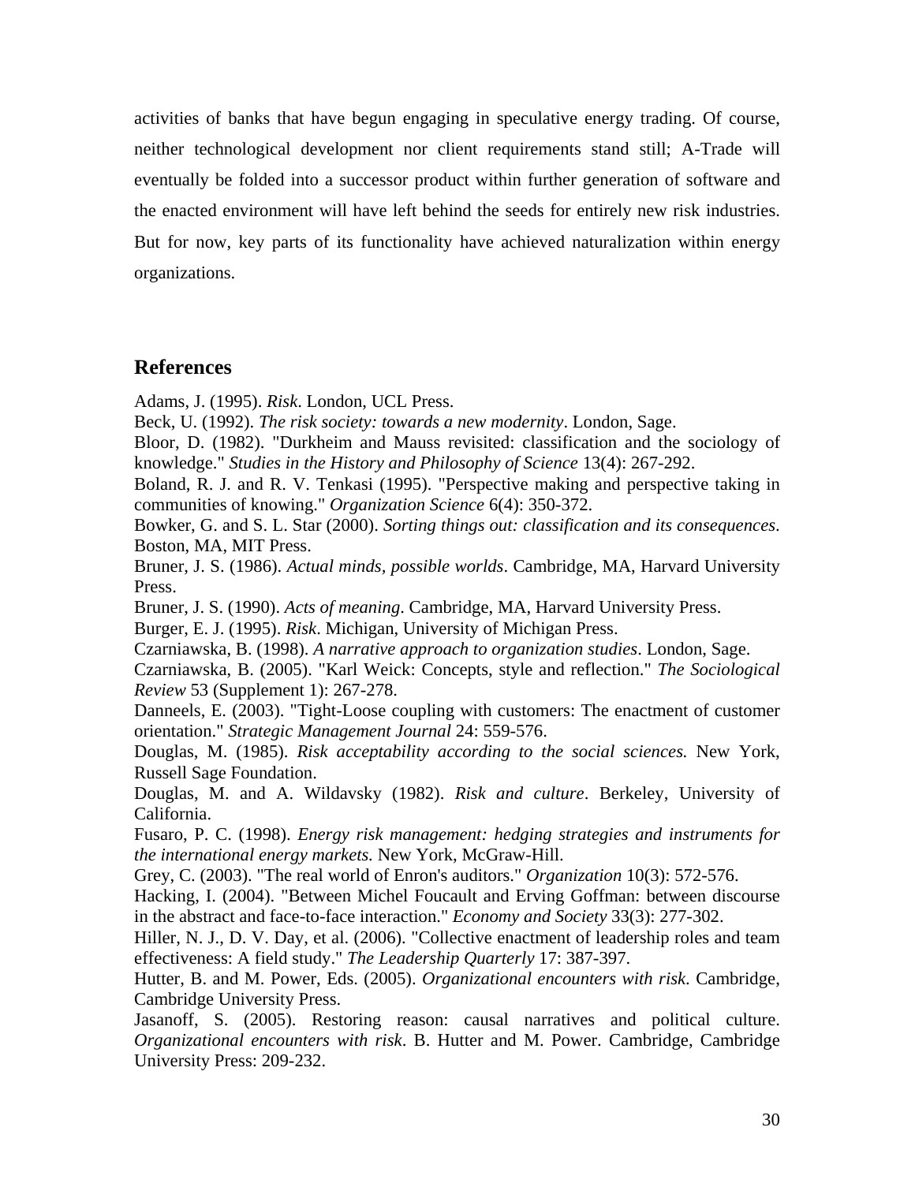activities of banks that have begun engaging in speculative energy trading. Of course, neither technological development nor client requirements stand still; A-Trade will eventually be folded into a successor product within further generation of software and the enacted environment will have left behind the seeds for entirely new risk industries. But for now, key parts of its functionality have achieved naturalization within energy organizations.

## References

Adams, J. (1995). *Risk*. London, UCL Press.

Beck, U. (1992). *The risk society: towards a new modernity*. London, Sage.

Bloor, D. (1982). "Durkheim and Mauss revisited: classification and the sociology of knowledge." *Studies in the History and Philosophy of Science* 13(4): 267-292.

Boland, R. J. and R. V. Tenkasi (1995). "Perspective making and perspective taking in communities of knowing." *Organization Science* 6(4): 350-372.

Bowker, G. and S. L. Star (2000). *Sorting things out: classification and its consequences*. Boston, MA, MIT Press.

Bruner, J. S. (1986). *Actual minds, possible worlds*. Cambridge, MA, Harvard University Press.

Bruner, J. S. (1990). *Acts of meaning*. Cambridge, MA, Harvard University Press.

Burger, E. J. (1995). *Risk*. Michigan, University of Michigan Press.

Czarniawska, B. (1998). *A narrative approach to organization studies*. London, Sage.

Czarniawska, B. (2005). "Karl Weick: Concepts, style and reflection." *The Sociological Review* 53 (Supplement 1): 267-278.

Danneels, E. (2003). "Tight-Loose coupling with customers: The enactment of customer orientation." *Strategic Management Journal* 24: 559-576.

Douglas, M. (1985). *Risk acceptability according to the social sciences.* New York, Russell Sage Foundation.

Douglas, M. and A. Wildavsky (1982). *Risk and culture*. Berkeley, University of California.

Fusaro, P. C. (1998). *Energy risk management: hedging strategies and instruments for the international energy markets.* New York, McGraw-Hill.

Grey, C. (2003). "The real world of Enron's auditors." *Organization* 10(3): 572-576.

Hacking, I. (2004). "Between Michel Foucault and Erving Goffman: between discourse in the abstract and face-to-face interaction." *Economy and Society* 33(3): 277-302.

Hiller, N. J., D. V. Day, et al. (2006). "Collective enactment of leadership roles and team effectiveness: A field study." *The Leadership Quarterly* 17: 387-397.

Hutter, B. and M. Power, Eds. (2005). *Organizational encounters with risk*. Cambridge, Cambridge University Press.

Jasanoff, S. (2005). Restoring reason: causal narratives and political culture. *Organizational encounters with risk*. B. Hutter and M. Power. Cambridge, Cambridge University Press: 209-232.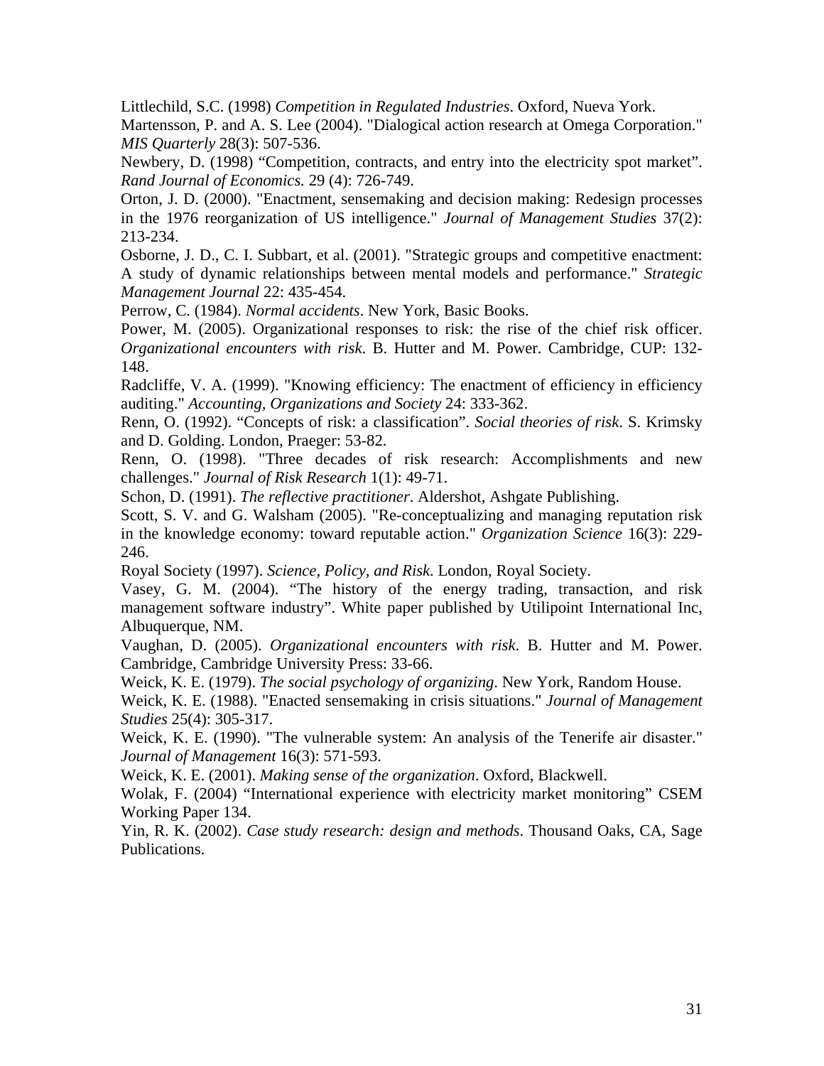Littlechild, S.C. (1998) *Competition in Regulated Industries*. Oxford, Nueva York.

Martensson, P. and A. S. Lee (2004). "Dialogical action research at Omega Corporation." *MIS Quarterly* 28(3): 507-536.

Newbery, D. (1998) "Competition, contracts, and entry into the electricity spot market". *Rand Journal of Economics.* 29 (4): 726-749.

Orton, J. D. (2000). "Enactment, sensemaking and decision making: Redesign processes in the 1976 reorganization of US intelligence." *Journal of Management Studies* 37(2): 213-234.

Osborne, J. D., C. I. Subbart, et al. (2001). "Strategic groups and competitive enactment: A study of dynamic relationships between mental models and performance." *Strategic Management Journal* 22: 435-454.

Perrow, C. (1984). *Normal accidents*. New York, Basic Books.

Power, M. (2005). Organizational responses to risk: the rise of the chief risk officer. *Organizational encounters with risk*. B. Hutter and M. Power. Cambridge, CUP: 132-148.

Radcliffe, V. A. (1999). "Knowing efficiency: The enactment of efficiency in efficiency auditing." *Accounting, Organizations and Society* 24: 333-362.

Renn, O. (1992). "Concepts of risk: a classification". *Social theories of risk*. S. Krimsky and D. Golding. London, Praeger: 53-82.

Renn, O. (1998). "Three decades of risk research: Accomplishments and new challenges." *Journal of Risk Research* 1(1): 49-71.

Schon, D. (1991). *The reflective practitioner*. Aldershot, Ashgate Publishing.

Scott, S. V. and G. Walsham (2005). "Re-conceptualizing and managing reputation risk in the knowledge economy: toward reputable action." *Organization Science* 16(3): 229-246.

Royal Society (1997). *Science, Policy, and Risk*. London, Royal Society.

Vasey, G. M. (2004). "The history of the energy trading, transaction, and risk management software industry". White paper published by Utilipoint International Inc, Albuquerque, NM.

Vaughan, D. (2005). *Organizational encounters with risk*. B. Hutter and M. Power. Cambridge, Cambridge University Press: 33-66.

Weick, K. E. (1979). *The social psychology of organizing*. New York, Random House.

Weick, K. E. (1988). "Enacted sensemaking in crisis situations." *Journal of Management Studies* 25(4): 305-317.

Weick, K. E. (1990). "The vulnerable system: An analysis of the Tenerife air disaster." *Journal of Management* 16(3): 571-593.

Weick, K. E. (2001). *Making sense of the organization*. Oxford, Blackwell.

Wolak, F. (2004) "International experience with electricity market monitoring" CSEM Working Paper 134.

Yin, R. K. (2002). *Case study research: design and methods*. Thousand Oaks, CA, Sage Publications.